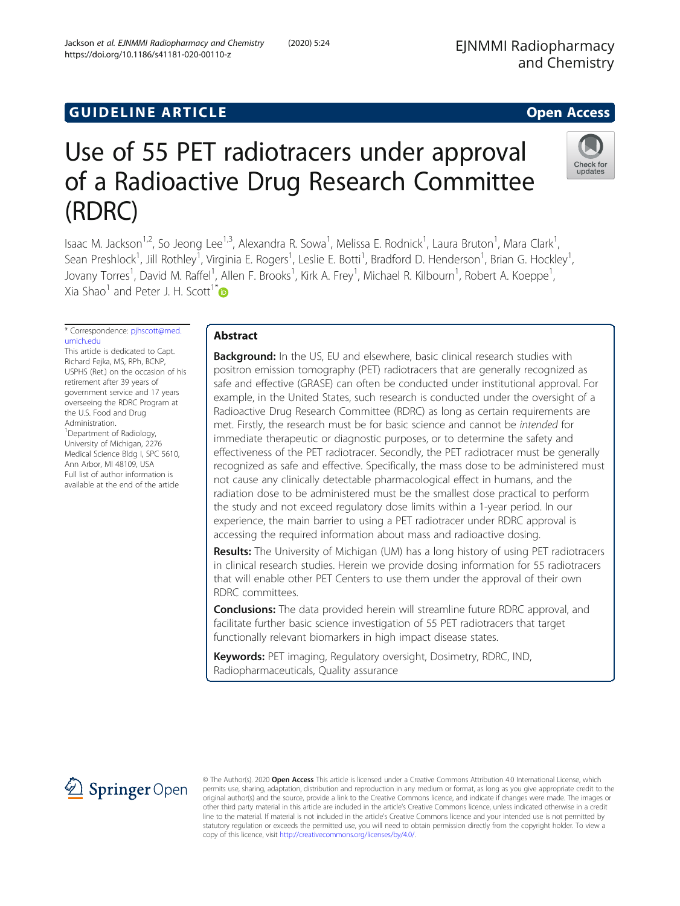GUIDELINE ARTICLE

Open Access

# Use of 55 PET radiotracers under approval of a Radioactive Drug Research Committee (RDRC)

Isaac M. Jackson[1,2], So Jeong Lee[1,3], Alexandra R. Sowa[1], Melissa E. Rodnick[1], Laura Bruton[1], Mara Clark[1], Sean Preshlock[1], Jill Rothley[1], Virginia E. Rogers[1], Leslie E. Botti[1], Bradford D. Henderson[1], Brian G. Hockley[1], Jovany Torres[1], David M. Raffel[1], Allen F. Brooks[1], Kirk A. Frey[1], Michael R. Kilbourn[1], Robert A. Koeppe[1], Xia Shao[1] and Peter J. H. Scott[1*]

\* Correspondence: pjhscott@med.umich.edu

This article is dedicated to Capt. Richard Fejka, MS, RPh, BCNP, USPHS (Ret.) on the occasion of his retirement after 39 years of government service and 17 years overseeing the RDRC Program at the U.S. Food and Drug Administration.

[1]Department of Radiology, University of Michigan, 2276 Medical Science Bldg I, SPC 5610, Ann Arbor, MI 48109, USA

Full list of author information is available at the end of the article

## Abstract

**Background:** In the US, EU and elsewhere, basic clinical research studies with positron emission tomography (PET) radiotracers that are generally recognized as safe and effective (GRASE) can often be conducted under institutional approval. For example, in the United States, such research is conducted under the oversight of a Radioactive Drug Research Committee (RDRC) as long as certain requirements are met. Firstly, the research must be for basic science and cannot be *intended* for immediate therapeutic or diagnostic purposes, or to determine the safety and effectiveness of the PET radiotracer. Secondly, the PET radiotracer must be generally recognized as safe and effective. Specifically, the mass dose to be administered must not cause any clinically detectable pharmacological effect in humans, and the radiation dose to be administered must be the smallest dose practical to perform the study and not exceed regulatory dose limits within a 1-year period. In our experience, the main barrier to using a PET radiotracer under RDRC approval is accessing the required information about mass and radioactive dosing.

**Results:** The University of Michigan (UM) has a long history of using PET radiotracers in clinical research studies. Herein we provide dosing information for 55 radiotracers that will enable other PET Centers to use them under the approval of their own RDRC committees.

**Conclusions:** The data provided herein will streamline future RDRC approval, and facilitate further basic science investigation of 55 PET radiotracers that target functionally relevant biomarkers in high impact disease states.

**Keywords:** PET imaging, Regulatory oversight, Dosimetry, RDRC, IND, Radiopharmaceuticals, Quality assurance

© The Author(s). 2020 **Open Access** This article is licensed under a Creative Commons Attribution 4.0 International License, which permits use, sharing, adaptation, distribution and reproduction in any medium or format, as long as you give appropriate credit to the original author(s) and the source, provide a link to the Creative Commons licence, and indicate if changes were made. The images or other third party material in this article are included in the article's Creative Commons licence, unless indicated otherwise in a credit line to the material. If material is not included in the article's Creative Commons licence and your intended use is not permitted by statutory regulation or exceeds the permitted use, you will need to obtain permission directly from the copyright holder. To view a copy of this licence, visit http://creativecommons.org/licenses/by/4.0/.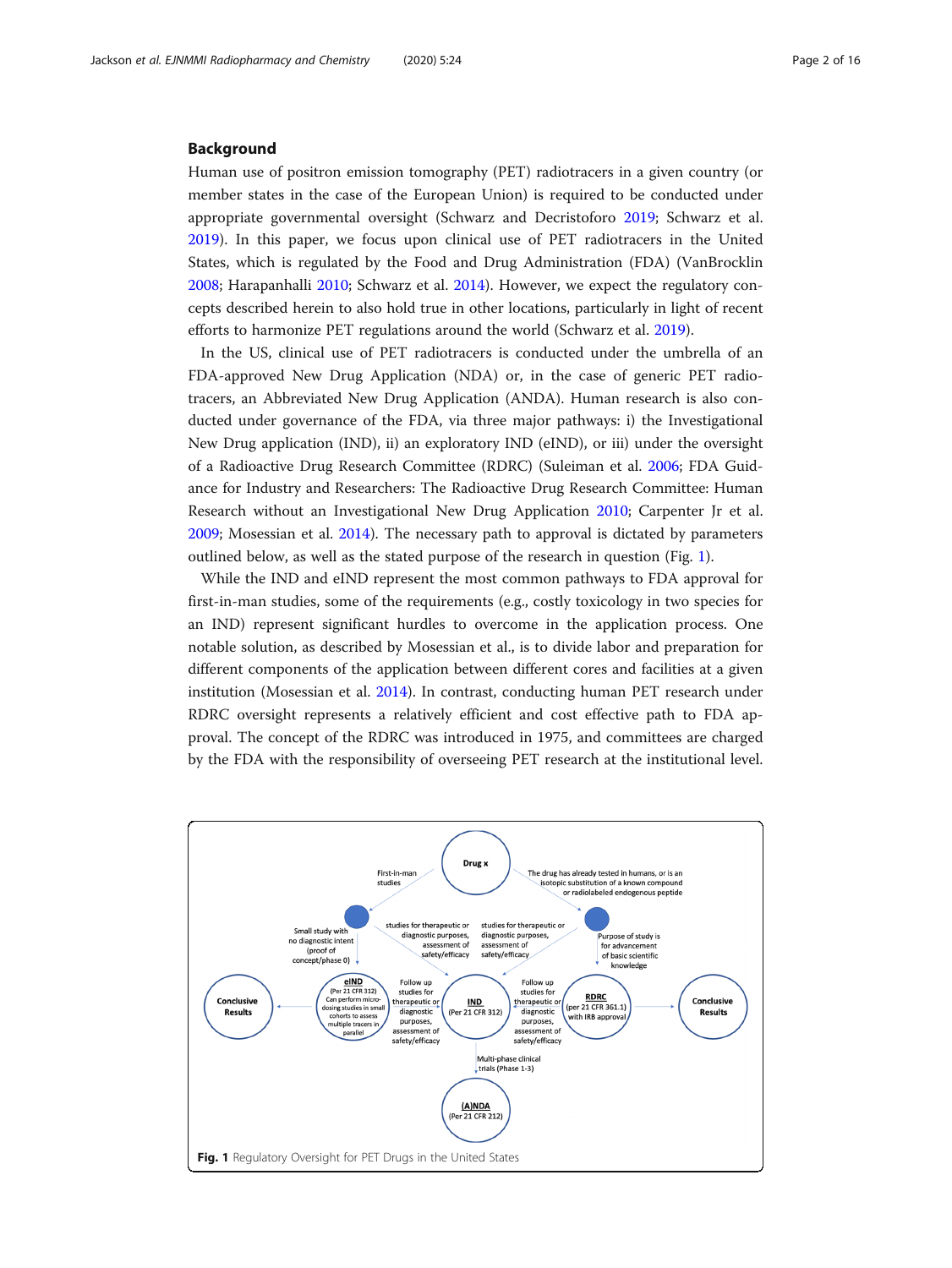## Background

Human use of positron emission tomography (PET) radiotracers in a given country (or member states in the case of the European Union) is required to be conducted under appropriate governmental oversight (Schwarz and Decristoforo 2019; Schwarz et al. 2019). In this paper, we focus upon clinical use of PET radiotracers in the United States, which is regulated by the Food and Drug Administration (FDA) (VanBrocklin 2008; Harapanhalli 2010; Schwarz et al. 2014). However, we expect the regulatory concepts described herein to also hold true in other locations, particularly in light of recent efforts to harmonize PET regulations around the world (Schwarz et al. 2019).

In the US, clinical use of PET radiotracers is conducted under the umbrella of an FDA-approved New Drug Application (NDA) or, in the case of generic PET radiotracers, an Abbreviated New Drug Application (ANDA). Human research is also conducted under governance of the FDA, via three major pathways: i) the Investigational New Drug application (IND), ii) an exploratory IND (eIND), or iii) under the oversight of a Radioactive Drug Research Committee (RDRC) (Suleiman et al. 2006; FDA Guidance for Industry and Researchers: The Radioactive Drug Research Committee: Human Research without an Investigational New Drug Application 2010; Carpenter Jr et al. 2009; Mosessian et al. 2014). The necessary path to approval is dictated by parameters outlined below, as well as the stated purpose of the research in question (Fig. 1).

While the IND and eIND represent the most common pathways to FDA approval for first-in-man studies, some of the requirements (e.g., costly toxicology in two species for an IND) represent significant hurdles to overcome in the application process. One notable solution, as described by Mosessian et al., is to divide labor and preparation for different components of the application between different cores and facilities at a given institution (Mosessian et al. 2014). In contrast, conducting human PET research under RDRC oversight represents a relatively efficient and cost effective path to FDA approval. The concept of the RDRC was introduced in 1975, and committees are charged by the FDA with the responsibility of overseeing PET research at the institutional level.

**Fig. 1** Regulatory Oversight for PET Drugs in the United States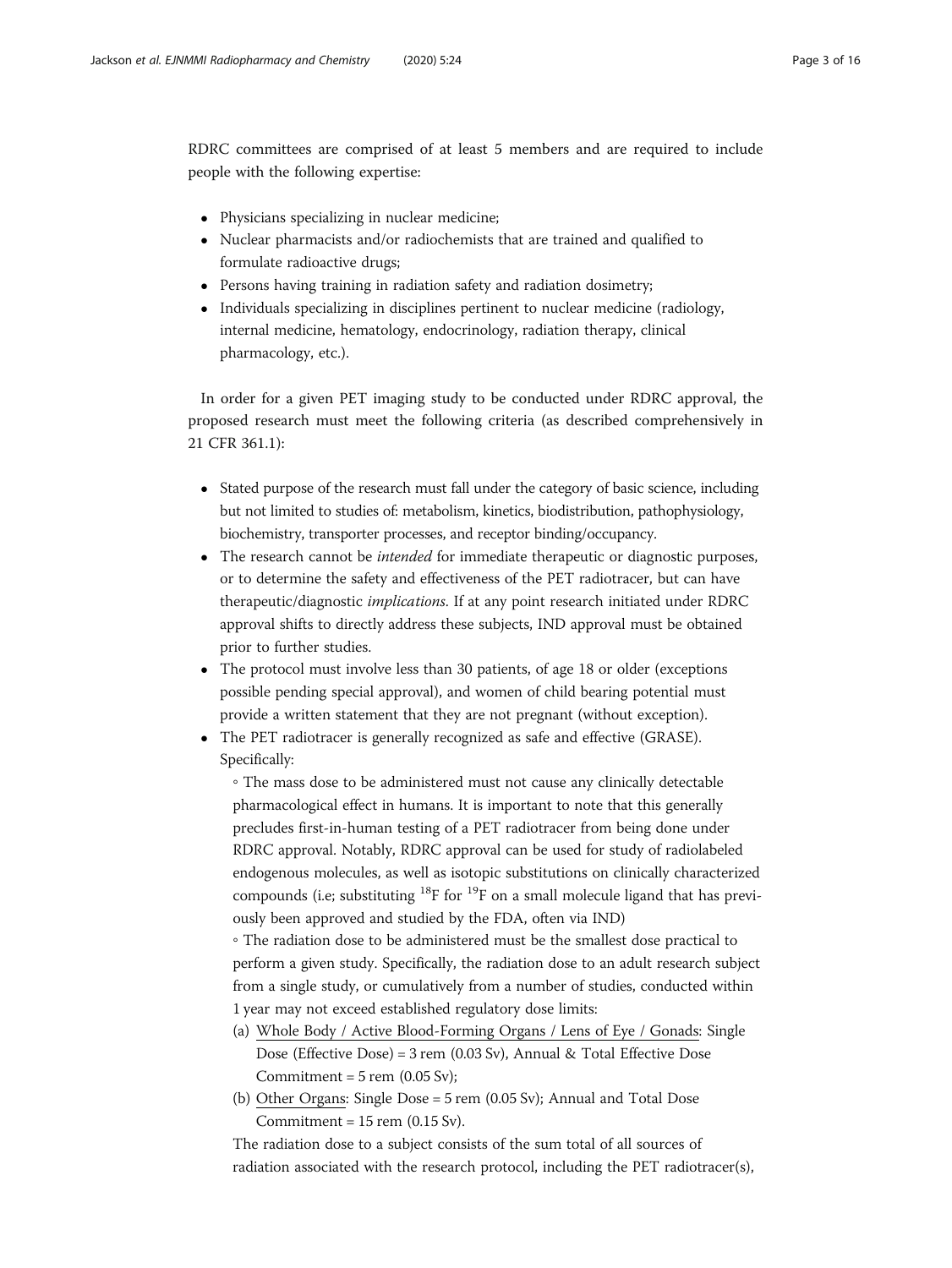RDRC committees are comprised of at least 5 members and are required to include people with the following expertise:

- Physicians specializing in nuclear medicine;
- Nuclear pharmacists and/or radiochemists that are trained and qualified to formulate radioactive drugs;
- Persons having training in radiation safety and radiation dosimetry;
- Individuals specializing in disciplines pertinent to nuclear medicine (radiology, internal medicine, hematology, endocrinology, radiation therapy, clinical pharmacology, etc.).

In order for a given PET imaging study to be conducted under RDRC approval, the proposed research must meet the following criteria (as described comprehensively in 21 CFR 361.1):

- Stated purpose of the research must fall under the category of basic science, including but not limited to studies of: metabolism, kinetics, biodistribution, pathophysiology, biochemistry, transporter processes, and receptor binding/occupancy.
- The research cannot be *intended* for immediate therapeutic or diagnostic purposes, or to determine the safety and effectiveness of the PET radiotracer, but can have therapeutic/diagnostic *implications*. If at any point research initiated under RDRC approval shifts to directly address these subjects, IND approval must be obtained prior to further studies.
- The protocol must involve less than 30 patients, of age 18 or older (exceptions possible pending special approval), and women of child bearing potential must provide a written statement that they are not pregnant (without exception).
- The PET radiotracer is generally recognized as safe and effective (GRASE). Specifically:
    - The mass dose to be administered must not cause any clinically detectable pharmacological effect in humans. It is important to note that this generally precludes first-in-human testing of a PET radiotracer from being done under RDRC approval. Notably, RDRC approval can be used for study of radiolabeled endogenous molecules, as well as isotopic substitutions on clinically characterized compounds (i.e; substituting $^{18}F$ for $^{19}F$ on a small molecule ligand that has previously been approved and studied by the FDA, often via IND)
    - The radiation dose to be administered must be the smallest dose practical to perform a given study. Specifically, the radiation dose to an adult research subject from a single study, or cumulatively from a number of studies, conducted within 1 year may not exceed established regulatory dose limits:
        (a) Whole Body / Active Blood-Forming Organs / Lens of Eye / Gonads: Single Dose (Effective Dose) = 3 rem (0.03 Sv), Annual & Total Effective Dose Commitment = 5 rem (0.05 Sv);
        (b) Other Organs: Single Dose = 5 rem (0.05 Sv); Annual and Total Dose Commitment = 15 rem (0.15 Sv).

    The radiation dose to a subject consists of the sum total of all sources of radiation associated with the research protocol, including the PET radiotracer(s),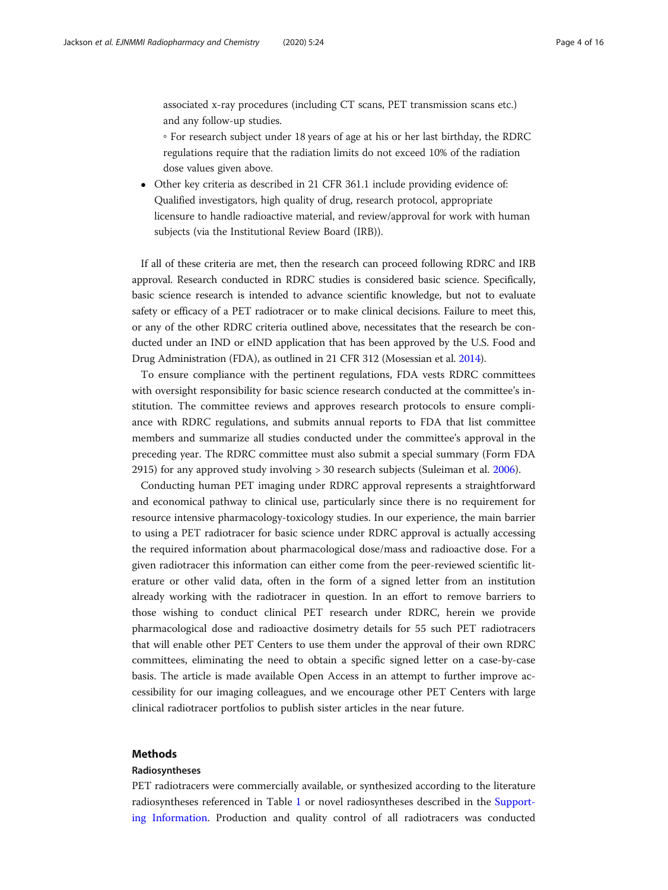associated x-ray procedures (including CT scans, PET transmission scans etc.) and any follow-up studies.

◦ For research subject under 18 years of age at his or her last birthday, the RDRC regulations require that the radiation limits do not exceed 10% of the radiation dose values given above.

- Other key criteria as described in 21 CFR 361.1 include providing evidence of: Qualified investigators, high quality of drug, research protocol, appropriate licensure to handle radioactive material, and review/approval for work with human subjects (via the Institutional Review Board (IRB)).

If all of these criteria are met, then the research can proceed following RDRC and IRB approval. Research conducted in RDRC studies is considered basic science. Specifically, basic science research is intended to advance scientific knowledge, but not to evaluate safety or efficacy of a PET radiotracer or to make clinical decisions. Failure to meet this, or any of the other RDRC criteria outlined above, necessitates that the research be conducted under an IND or eIND application that has been approved by the U.S. Food and Drug Administration (FDA), as outlined in 21 CFR 312 (Mosessian et al. 2014).

To ensure compliance with the pertinent regulations, FDA vests RDRC committees with oversight responsibility for basic science research conducted at the committee's institution. The committee reviews and approves research protocols to ensure compliance with RDRC regulations, and submits annual reports to FDA that list committee members and summarize all studies conducted under the committee's approval in the preceding year. The RDRC committee must also submit a special summary (Form FDA 2915) for any approved study involving > 30 research subjects (Suleiman et al. 2006).

Conducting human PET imaging under RDRC approval represents a straightforward and economical pathway to clinical use, particularly since there is no requirement for resource intensive pharmacology-toxicology studies. In our experience, the main barrier to using a PET radiotracer for basic science under RDRC approval is actually accessing the required information about pharmacological dose/mass and radioactive dose. For a given radiotracer this information can either come from the peer-reviewed scientific literature or other valid data, often in the form of a signed letter from an institution already working with the radiotracer in question. In an effort to remove barriers to those wishing to conduct clinical PET research under RDRC, herein we provide pharmacological dose and radioactive dosimetry details for 55 such PET radiotracers that will enable other PET Centers to use them under the approval of their own RDRC committees, eliminating the need to obtain a specific signed letter on a case-by-case basis. The article is made available Open Access in an attempt to further improve accessibility for our imaging colleagues, and we encourage other PET Centers with large clinical radiotracer portfolios to publish sister articles in the near future.

## Methods

### Radiosyntheses

PET radiotracers were commercially available, or synthesized according to the literature radiosyntheses referenced in Table 1 or novel radiosyntheses described in the Supporting Information. Production and quality control of all radiotracers was conducted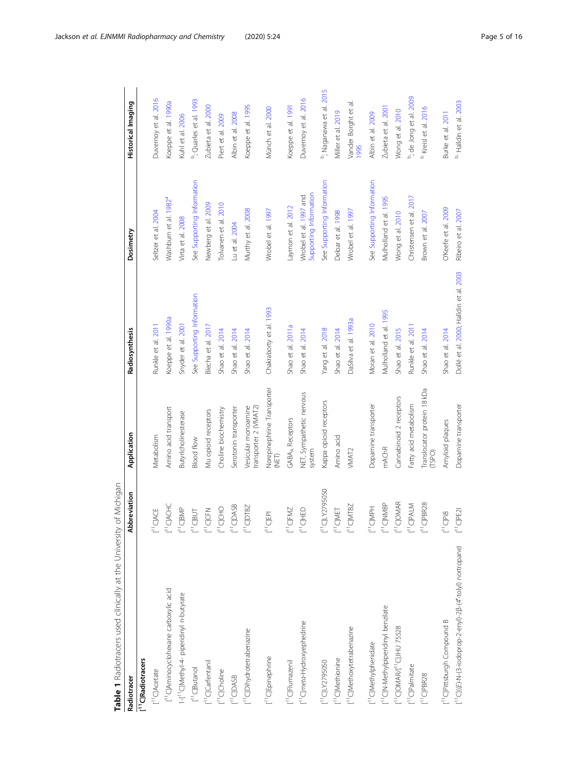**Table 1** Radiotracers used clinically at the University of Michigan

| Radiotracer | Abbreviation | Application | Radiosynthesis | Dosimetry | Historical Imaging |
|---|---|---|---|---|---|
| **[$^{11}$C]Radiotracers** | | | | | |
| [$^{11}$C]Acetate | [$^{11}$C]ACE | Metabolism | Runkle et al. 2011 | Seltzer et al. 2004 | Duvernoy et al. 2016 |
| [$^{11}$C]Aminocyclohexane carboxylic acid | [$^{11}$C]ACHC | Amino acid transport | Koeppe et al. 1990a | Washburn et al. 1982[a] | Koeppe et al. 1990a |
| 1-[$^{11}$C]Methyl-4- piperidinyl n-butyrate | [$^{11}$C]BMP | Butyrlcholinesterase | Snyder et al. 2001 | Virta et al. 2008 | Kuhl et al. 2006 |
| [$^{11}$C]Butanol | [$^{11}$C]BUT | Blood flow | See Supporting Information | See Supporting Information | [b]; Quarles et al. 1993 |
| [$^{11}$C]Carfentanil | [$^{11}$C]CFN | Mu opioid receptors | Blecha et al. 2017 | Newberg et al. 2009 | Zubieta et al. 2000 |
| [$^{11}$C]Choline | [$^{11}$C]CHO | Choline biochemistry | Shao et al. 2014 | Tolvanen et al. 2010 | Piert et al. 2009 |
| [$^{11}$C]DASB | [$^{11}$C]DASB | Serotonin transporter | Shao et al. 2014 | Lu et al. 2004 | Albin et al. 2008 |
| [$^{11}$C]Dihydrotetrabenazine | [$^{11}$C]DTBZ | Vesicular monoamine transporter 2 (VMAT2) | Shao et al. 2014 | Murthy et al. 2008 | Koeppe et al. 1995 |
| [$^{11}$C]Epinephrine | [$^{11}$C]EPI | Norepinephrine Transporter (NET) | Chakraborty et al. 1993 | Wrobel et al. 1997 | Münch et al. 2000 |
| [$^{11}$C]Flumazenil | [$^{11}$C]FMZ | $GABA_A$ Receptors | Shao et al. 2011a | Laymon et al. 2012 | Koeppe et al. 1991 |
| [$^{11}$C]*meta*-Hydroxyephedrine | [$^{11}$C]HED | NET, Sympathetic nervous system | Shao et al. 2014 | Wrobel et al. 1997 and Supporting Information | Duvernoy et al. 2016 |
| [$^{11}$C]LY2795050 | [$^{11}$C]LY2795050 | Kappa opioid receptors | Yang et al. 2018 | See Supporting Information | [b]; Naganawa et al. 2015 |
| [$^{11}$C]Methionine | [$^{11}$C]MET | Amino acid | Shao et al. 2014 | Deloar et al. 1998 | Miller et al. 2019 |
| [$^{11}$C]Methoxytetrabenazine | [$^{11}$C]MTBZ | VMAT2 | DaSilva et al. 1993a | Wrobel et al. 1997 | Vander Borght et al. 1995 |
| [$^{11}$C]Methylphenidate | [$^{11}$C]MPH | Dopamine transporter | Moran et al. 2010 | See Supporting Information | Albin et al. 2009 |
| [$^{11}$C]N-Methylpiperidinyl benzilate | [$^{11}$C]NMBP | mAChR | Mulholland et al. 1995 | Mulholland et al. 1995 | Zubieta et al. 2001 |
| [$^{11}$C]OMAR/[$^{11}$C]JHU 75528 | [$^{11}$C]OMAR | Cannabinoid 2 receptors | Shao et al. 2015 | Wong et al. 2010 | Wong et al. 2010 |
| [$^{11}$C]Palmitate | [$^{11}$C]PALM | Fatty acid metabolism | Runkle et al. 2011 | Christensen et al. 2017 | [b]; de Jong et al. 2009 |
| [$^{11}$C]PBR28 | [$^{11}$C]PBR28 | Translocator protein 18 kDa (TSPO) | Shao et al. 2014 | Brown et al. 2007 | [b] Kreisl et al. 2016 |
| [$^{11}$C]Pittsburgh Compound B | [$^{11}$C]PiB | Amyloid plaques | Shao et al. 2014 | O'Keefe et al. 2009 | Burke et al. 2011 |
| [$^{11}$C](*E*)-N-(3-iodoprop-2-enyl)-2β-(4'-tolyl) nortropane) | [$^{11}$C]PE2I | Dopamine transporter | Dollé et al. 2000; Halldin et al. 2003 | Ribeiro et al. 2007 | [b]; Halldin et al. 2003 |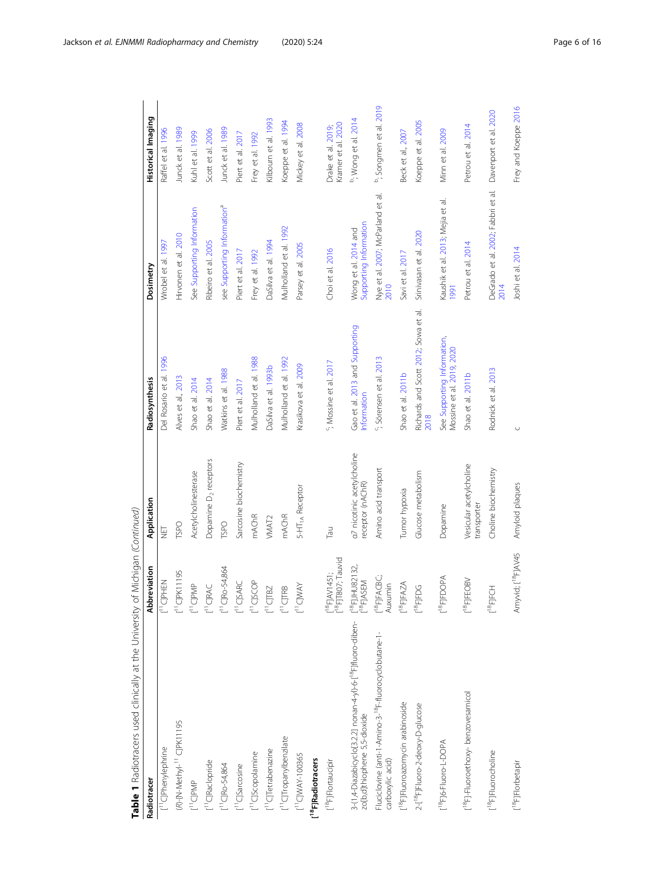**Table 1** Radiotracers used clinically at the University of Michigan *(Continued)*

| Radiotracer | Abbreviation | Application | Radiosynthesis | Dosimetry | Historical Imaging |
|---|---|---|---|---|---|
| [$^{11}$C]Phenylephrine | [$^{11}$C]PHEN | NET | Del Rosario et al. 1996 | Wrobel et al. 1997 | Raffel et al. 1996 |
| (*R*)-[N-Methyl-$^{11}$C]PK11195 | [$^{11}$C]PK11195 | TSPO | Alves et al., 2013 | Hirvonen et al. 2010 | Junck et al. 1989 |
| [$^{11}$C]PMP | [$^{11}$C]PMP | Acetylcholinesterase | Shao et al. 2014 | See Supporting Information | Kuhl et al. 1999 |
| [$^{11}$C]Raclopride | [$^{11}$C]RAC | Dopamine $D_2$ receptors | Shao et al. 2014 | Ribeiro et al. 2005 | Scott et al. 2006 |
| [$^{11}$C]Ro-54,864 | [$^{11}$C]Ro-54,864 | TSPO | Watkins et al. 1988 | see Supporting Information[a] | Junck et al. 1989 |
| [$^{11}$C]Sarcosine | [$^{11}$C]SARC | Sarcosine biochemistry | Piert et al. 2017 | Piert et al. 2017 | Piert et al. 2017 |
| [$^{11}$C]Scopolamine | [$^{11}$C]SCOP | mAChR | Mulholland et al. 1988 | Frey et al. 1992 | Frey et al. 1992 |
| [$^{11}$C]Tetrabenazine | [$^{11}$C]TBZ | VMAT2 | DaSilva et al. 1993b | DaSilva et al. 1994 | Kilbourn et al. 1993 |
| [$^{11}$C]Tropanylbenzilate | [$^{11}$C]TRB | mAChR | Mulholland et al. 1992 | Mulholland et al. 1992 | Koeppe et al. 1994 |
| [$^{11}$C]WAY-100365 | [$^{11}$C]WAY | 5-$HT_{1A}$ Receptor | Krasikova et al. 2009 | Parsey et al. 2005 | Mickey et al. 2008 |
| **[$^{18}$F]Radiotracers** | | | | | |
| [$^{18}$F]Flortaucipir | [$^{18}$F]AV1451; [$^{18}$F]T807; Tauvid | Tau | [c]; Mossine et al. 2017 | Choi et al. 2016 | Drake et al. 2019; Kramer et al. 2020 |
| 3-(1,4-Diazabicyclo[3.2.2] nonan-4-yl)-6-[$^{18}$F]fluoro-dibenzo[b,d]thiophene 5,5-dioxide | [$^{18}$F]HU82132, [$^{18}$F]ASEM | α7 nicotinic acetylcholine receptor (nAChR) | Gao et al. 2013 and Supporting Information | Wong et al. 2014 and Supporting Information | [b]; Wong et al. 2014 |
| Fluciclovine (anti-1-Amino-3-$^{18}$F-fluorocyclobutane-1-carboxylic acid) | [$^{18}$F]FACBC; Auxumin | Amino acid transport | [c]; Sörensen et al. 2013 | Nye et al. 2007; McParland et al. 2010 | [b]; Songmen et al. 2019 |
| [$^{18}$F]Fluoroazomycin arabinoside | [$^{18}$F]FAZA | Tumor hypoxia | Shao et al. 2011b | Savi et al. 2017 | Beck et al., 2007 |
| 2-[$^{18}$F]Fluoro-2-deoxy-D-glucose | [$^{18}$F]FDG | Glucose metabolism | Richards and Scott 2012; Sowa et al. 2018 | Srinivasan et al. 2020 | Koeppe et al. 2005 |
| [$^{18}$F]6-Fluoro-L-DOPA | [$^{18}$F]FDOPA | Dopamine | See Supporting Information, Mossine et al. 2019, 2020 | Kaushik et al. 2013; Mejia et al. 1991 | Minn et al. 2009 |
| [$^{18}$F]-Fluoroethoxy- benzovesamicol | [$^{18}$F]FEOBV | Vesicular acetylcholine transporter | Shao et al. 2011b | Petrou et al. 2014 | Petrou et al. 2014 |
| [$^{18}$F]Fluorocholine | [$^{18}$F]FCH | Choline biochemistry | Rodnick et al. 2013 | DeGrado et al. 2002; Fabbri et al. 2014 | Davenport et al. 2020 |
| [$^{18}$F]Florbetapir | Amyvid; [$^{18}$F]AV45 | Amyloid plaques | c | Joshi et al. 2014 | Frey and Koeppe 2016 |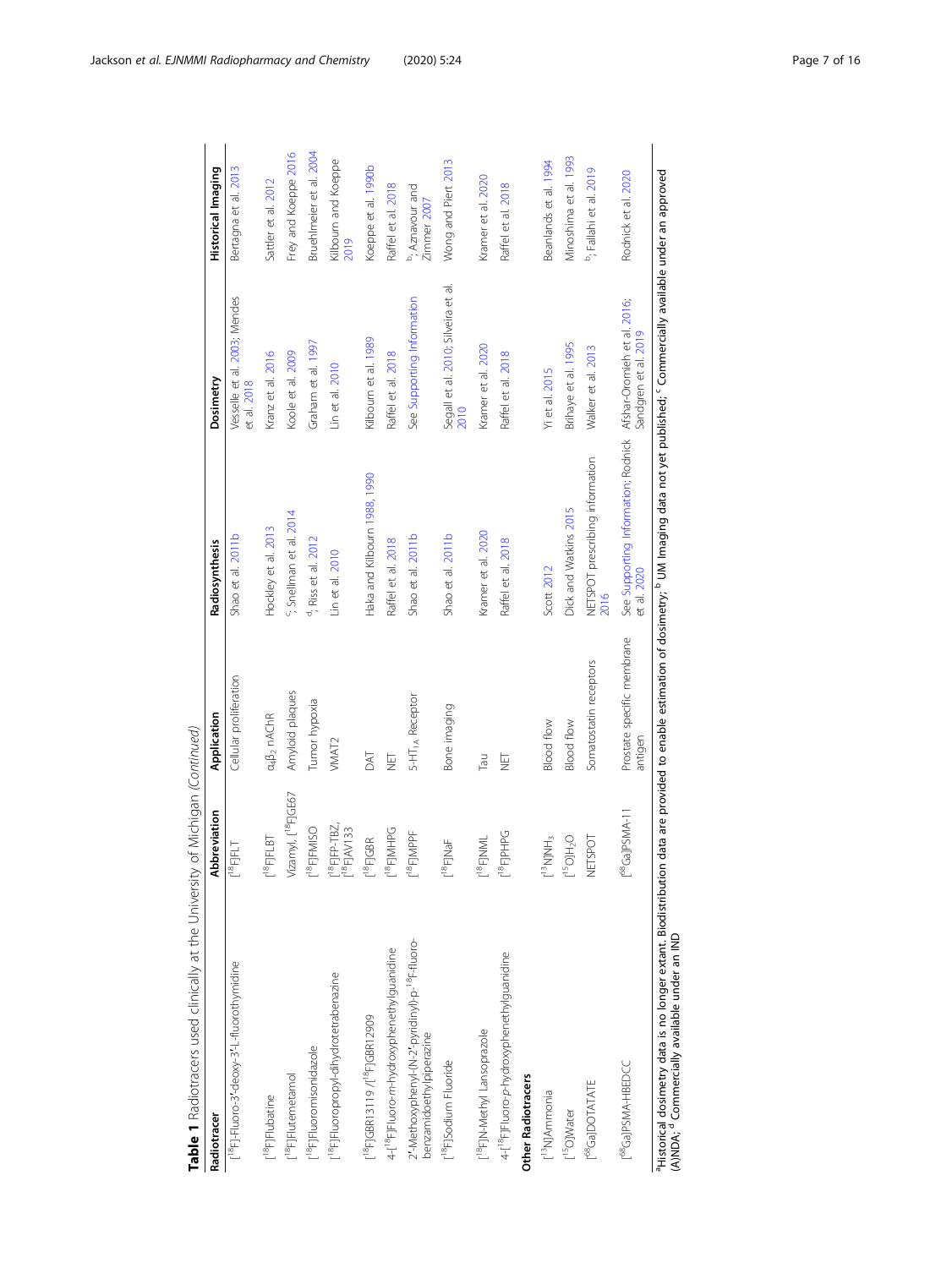**Table 1** Radiotracers used clinically at the University of Michigan (*Continued*)

| Radiotracer | Abbreviation | Application | Radiosynthesis | Dosimetry | Historical Imaging |
|---|---|---|---|---|---|
| [$^{18}$F]-Fluoro-3′-deoxy-3′-L-fluorothymidine | [$^{18}$F]FLT | Cellular proliferation | Shao et al. 2011b | Vesselle et al. 2003; Mendes et al. 2018 | Bertagna et al. 2013 |
| [$^{18}$F]Flubatine | [$^{18}$F]FLBT | $\alpha_4\beta_2$ nAChR | Hockley et al. 2013 | Kranz et al. 2016 | Sattler et al. 2012 |
| [$^{18}$F]Flutemetamol | Vizamyl, [$^{18}$F]GE67 | Amyloid plaques | [c]; Snellman et al. 2014 | Koole et al. 2009 | Frey and Koeppe 2016 |
| [$^{18}$F]Fluoromisonidazole | [$^{18}$F]FMISO | Tumor hypoxia | [d]; Riss et al. 2012 | Graham et al. 1997 | Bruehlmeier et al. 2004 |
| [$^{18}$F]Fluoropropyl-dihydrotetrabenazine | [$^{18}$F]FP-TBZ, [$^{18}$F]AV133 | VMAT2 | Lin et al. 2010 | Lin et al. 2010 | Kilbourn and Koeppe 2019 |
| [$^{18}$F]GBR13119 /[$^{18}$F]GBR12909 | [$^{18}$F]GBR | DAT | Haka and Kilbourn 1988, 1990 | Kilbourn et al. 1989 | Koeppe et al. 1990b |
| 4-[$^{18}$F]Fluoro-*m*-hydroxyphenethylguanidine | [$^{18}$F]MHPG | NET | Raffel et al. 2018 | Raffel et al. 2018 | Raffel et al. 2018 |
| 2′-Methoxyphenyl-(N-2′-pyridinyl)-p-$^{18}$F-fluoro-benzamidoethylpiperazine | [$^{18}$F]MPPF | 5-HT$_{1A}$ Receptor | Shao et al. 2011b | See Supporting Information | [b]; Aznavour and Zimmer 2007 |
| [$^{18}$F]Sodium Fluoride | [$^{18}$F]NaF | Bone imaging | Shao et al. 2011b | Segall et al. 2010; Silveira et al. 2010 | Wong and Piert 2013 |
| [$^{18}$F]N-Methyl Lansoprazole | [$^{18}$F]NML | Tau | Kramer et al. 2020 | Kramer et al. 2020 | Kramer et al. 2020 |
| 4-[$^{18}$F]Fluoro-*p*-hydroxyphenethylguanidine | [$^{18}$F]PHPG | NET | Raffel et al. 2018 | Raffel et al. 2018 | Raffel et al. 2018 |
| **Other Radiotracers** | | | | | |
| [$^{13}$N]Ammonia | [$^{13}$N]NH$_3$ | Blood flow | Scott 2012 | Yi et al. 2015 | Beanlands et al. 1994 |
| [$^{15}$O]Water | [$^{15}$O]H$_2$O | Blood flow | Dick and Watkins 2015 | Brihaye et al. 1995 | Minoshima et al. 1993 |
| [$^{68}$Ga]DOTATATE | NETSPOT | Somatostatin receptors | NETSPOT prescribing information 2016 | Walker et al. 2013 | [b]; Fallahi et al. 2019 |
| [$^{68}$Ga]PSMA-HBEDCC | [$^{68}$Ga]PSMA-11 | Prostate specific membrane antigen | See Supporting Information; Rodnick et al. 2020 | Afshar-Oromieh et al. 2016; Sandgren et al. 2019 | Rodnick et al. 2020 |

[a]Historical dosimetry data is no longer extant. Biodistribution data are provided to enable estimation of dosimetry; [b] UM Imaging data not yet published; [c] Commercially available under an approved (A)NDA; [d] Commercially available under an IND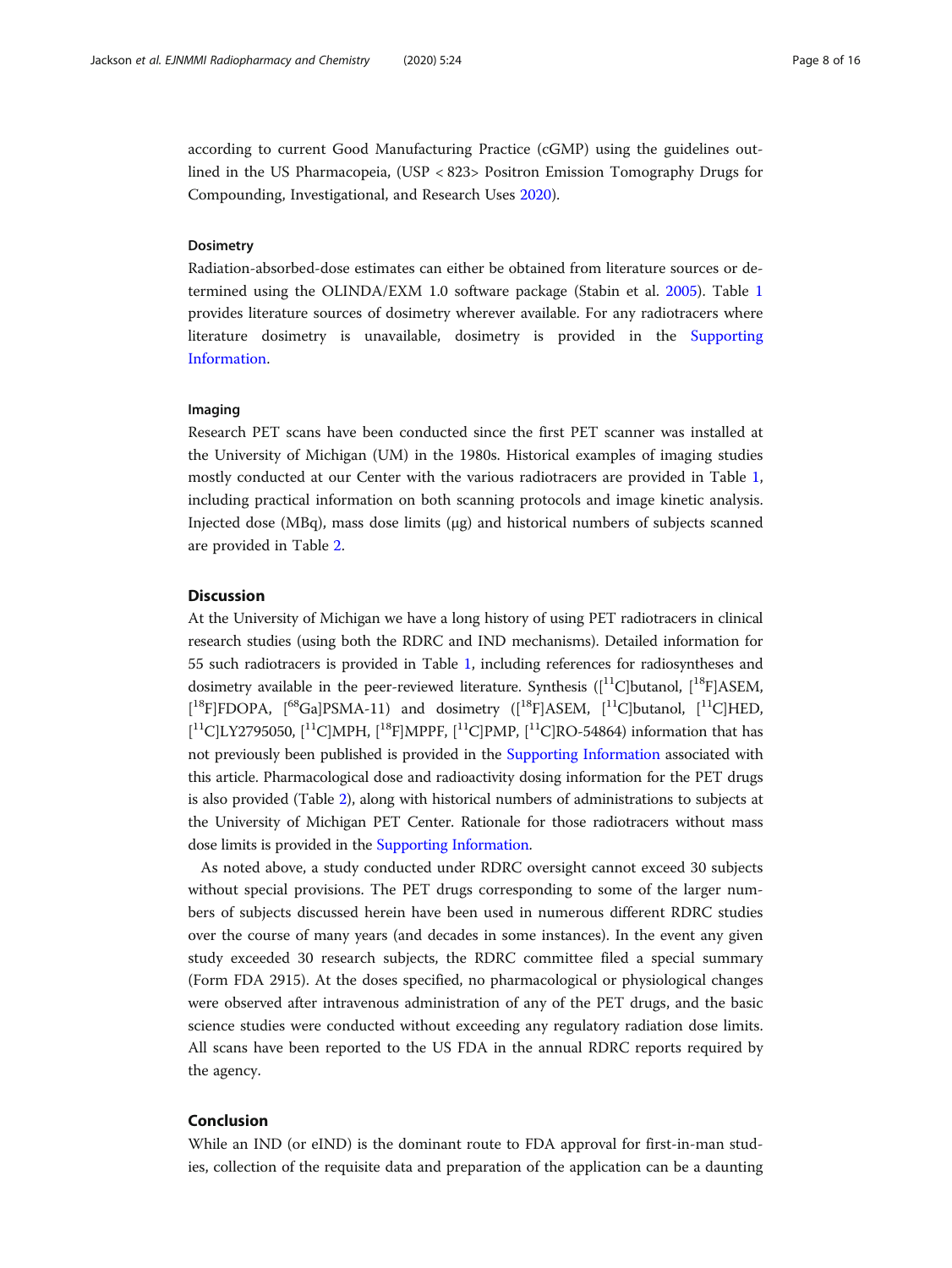according to current Good Manufacturing Practice (cGMP) using the guidelines outlined in the US Pharmacopeia, (USP < 823> Positron Emission Tomography Drugs for Compounding, Investigational, and Research Uses 2020).

### Dosimetry

Radiation-absorbed-dose estimates can either be obtained from literature sources or determined using the OLINDA/EXM 1.0 software package (Stabin et al. 2005). Table 1 provides literature sources of dosimetry wherever available. For any radiotracers where literature dosimetry is unavailable, dosimetry is provided in the Supporting Information.

### Imaging

Research PET scans have been conducted since the first PET scanner was installed at the University of Michigan (UM) in the 1980s. Historical examples of imaging studies mostly conducted at our Center with the various radiotracers are provided in Table 1, including practical information on both scanning protocols and image kinetic analysis. Injected dose (MBq), mass dose limits (μg) and historical numbers of subjects scanned are provided in Table 2.

## Discussion

At the University of Michigan we have a long history of using PET radiotracers in clinical research studies (using both the RDRC and IND mechanisms). Detailed information for 55 such radiotracers is provided in Table 1, including references for radiosyntheses and dosimetry available in the peer-reviewed literature. Synthesis ([$^{11}$C]butanol, [$^{18}$F]ASEM, [$^{18}$F]FDOPA, [$^{68}$Ga]PSMA-11) and dosimetry ([$^{18}$F]ASEM, [$^{11}$C]butanol, [$^{11}$C]HED, [$^{11}$C]LY2795050, [$^{11}$C]MPH, [$^{18}$F]MPPF, [$^{11}$C]PMP, [$^{11}$C]RO-54864) information that has not previously been published is provided in the Supporting Information associated with this article. Pharmacological dose and radioactivity dosing information for the PET drugs is also provided (Table 2), along with historical numbers of administrations to subjects at the University of Michigan PET Center. Rationale for those radiotracers without mass dose limits is provided in the Supporting Information.

As noted above, a study conducted under RDRC oversight cannot exceed 30 subjects without special provisions. The PET drugs corresponding to some of the larger numbers of subjects discussed herein have been used in numerous different RDRC studies over the course of many years (and decades in some instances). In the event any given study exceeded 30 research subjects, the RDRC committee filed a special summary (Form FDA 2915). At the doses specified, no pharmacological or physiological changes were observed after intravenous administration of any of the PET drugs, and the basic science studies were conducted without exceeding any regulatory radiation dose limits. All scans have been reported to the US FDA in the annual RDRC reports required by the agency.

## Conclusion

While an IND (or eIND) is the dominant route to FDA approval for first-in-man studies, collection of the requisite data and preparation of the application can be a daunting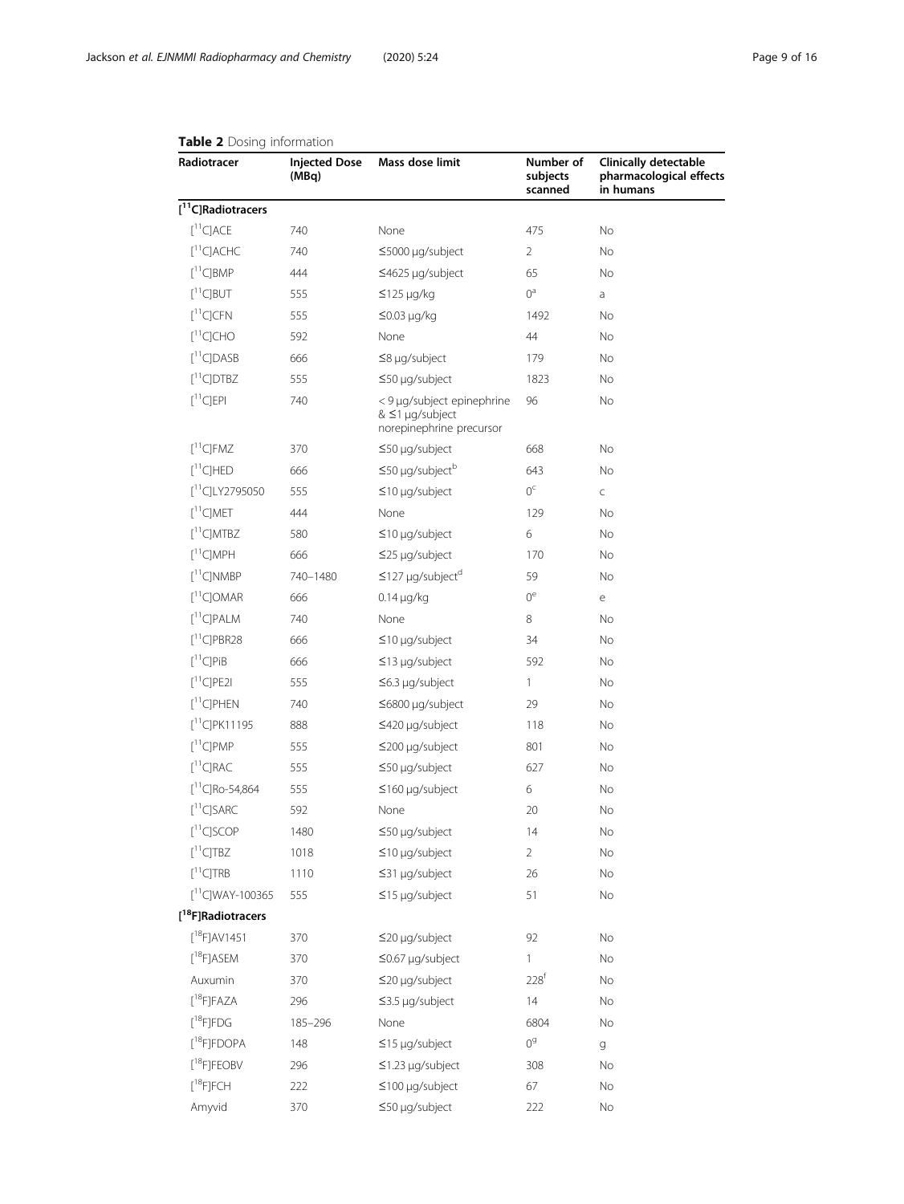**Table 2** Dosing information

| Radiotracer | Injected Dose (MBq) | Mass dose limit | Number of subjects scanned | Clinically detectable pharmacological effects in humans |
|---|---|---|---|---|
| **[$^{11}$C]Radiotracers** | | | | |
| [$^{11}$C]ACE | 740 | None | 475 | No |
| [$^{11}$C]ACHC | 740 | ≤5000 μg/subject | 2 | No |
| [$^{11}$C]BMP | 444 | ≤4625 μg/subject | 65 | No |
| [$^{11}$C]BUT | 555 | ≤125 μg/kg | 0[a] | a |
| [$^{11}$C]CFN | 555 | ≤0.03 μg/kg | 1492 | No |
| [$^{11}$C]CHO | 592 | None | 44 | No |
| [$^{11}$C]DASB | 666 | ≤8 μg/subject | 179 | No |
| [$^{11}$C]DTBZ | 555 | ≤50 μg/subject | 1823 | No |
| [$^{11}$C]EPI | 740 | < 9 μg/subject epinephrine & ≤1 μg/subject norepinephrine precursor | 96 | No |
| [$^{11}$C]FMZ | 370 | ≤50 μg/subject | 668 | No |
| [$^{11}$C]HED | 666 | ≤50 μg/subject[b] | 643 | No |
| [$^{11}$C]LY2795050 | 555 | ≤10 μg/subject | 0[c] | c |
| [$^{11}$C]MET | 444 | None | 129 | No |
| [$^{11}$C]MTBZ | 580 | ≤10 μg/subject | 6 | No |
| [$^{11}$C]MPH | 666 | ≤25 μg/subject | 170 | No |
| [$^{11}$C]NMBP | 740–1480 | ≤127 μg/subject[d] | 59 | No |
| [$^{11}$C]OMAR | 666 | 0.14 μg/kg | 0[e] | e |
| [$^{11}$C]PALM | 740 | None | 8 | No |
| [$^{11}$C]PBR28 | 666 | ≤10 μg/subject | 34 | No |
| [$^{11}$C]PiB | 666 | ≤13 μg/subject | 592 | No |
| [$^{11}$C]PE2I | 555 | ≤6.3 μg/subject | 1 | No |
| [$^{11}$C]PHEN | 740 | ≤6800 μg/subject | 29 | No |
| [$^{11}$C]PK11195 | 888 | ≤420 μg/subject | 118 | No |
| [$^{11}$C]PMP | 555 | ≤200 μg/subject | 801 | No |
| [$^{11}$C]RAC | 555 | ≤50 μg/subject | 627 | No |
| [$^{11}$C]Ro-54,864 | 555 | ≤160 μg/subject | 6 | No |
| [$^{11}$C]SARC | 592 | None | 20 | No |
| [$^{11}$C]SCOP | 1480 | ≤50 μg/subject | 14 | No |
| [$^{11}$C]TBZ | 1018 | ≤10 μg/subject | 2 | No |
| [$^{11}$C]TRB | 1110 | ≤31 μg/subject | 26 | No |
| [$^{11}$C]WAY-100365 | 555 | ≤15 μg/subject | 51 | No |
| **[$^{18}$F]Radiotracers** | | | | |
| [$^{18}$F]AV1451 | 370 | ≤20 μg/subject | 92 | No |
| [$^{18}$F]ASEM | 370 | ≤0.67 μg/subject | 1 | No |
| Auxumin | 370 | ≤20 μg/subject | 228[f] | No |
| [$^{18}$F]FAZA | 296 | ≤3.5 μg/subject | 14 | No |
| [$^{18}$F]FDG | 185–296 | None | 6804 | No |
| [$^{18}$F]FDOPA | 148 | ≤15 μg/subject | 0[g] | g |
| [$^{18}$F]FEOBV | 296 | ≤1.23 μg/subject | 308 | No |
| [$^{18}$F]FCH | 222 | ≤100 μg/subject | 67 | No |
| Amyvid | 370 | ≤50 μg/subject | 222 | No |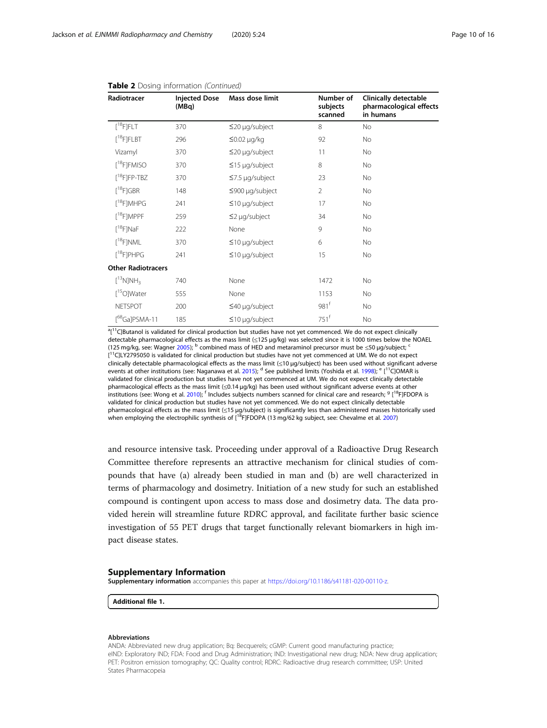**Table 2** Dosing information *(Continued)*

| Radiotracer | Injected Dose (MBq) | Mass dose limit | Number of subjects scanned | Clinically detectable pharmacological effects in humans |
|---|---|---|---|---|
| [$^{18}$F]FLT | 370 | ≤20 μg/subject | 8 | No |
| [$^{18}$F]FLBT | 296 | ≤0.02 μg/kg | 92 | No |
| Vizamyl | 370 | ≤20 μg/subject | 11 | No |
| [$^{18}$F]FMISO | 370 | ≤15 μg/subject | 8 | No |
| [$^{18}$F]FP-TBZ | 370 | ≤7.5 μg/subject | 23 | No |
| [$^{18}$F]GBR | 148 | ≤900 μg/subject | 2 | No |
| [$^{18}$F]MHPG | 241 | ≤10 μg/subject | 17 | No |
| [$^{18}$F]MPPF | 259 | ≤2 μg/subject | 34 | No |
| [$^{18}$F]NaF | 222 | None | 9 | No |
| [$^{18}$F]NML | 370 | ≤10 μg/subject | 6 | No |
| [$^{18}$F]PHPG | 241 | ≤10 μg/subject | 15 | No |
| **Other Radiotracers** | | | | |
| [$^{13}$N]$NH_3$ | 740 | None | 1472 | No |
| [$^{15}$O]Water | 555 | None | 1153 | No |
| NETSPOT | 200 | ≤40 μg/subject | 981[f] | No |
| [$^{68}$Ga]PSMA-11 | 185 | ≤10 μg/subject | 751[f] | No |

[a][$^{11}$C]Butanol is validated for clinical production but studies have not yet commenced. We do not expect clinically detectable pharmacological effects as the mass limit (≤125 μg/kg) was selected since it is 1000 times below the NOAEL (125 mg/kg, see: Wagner 2005); [b] combined mass of HED and metaraminol precursor must be ≤50 μg/subject; [c] [$^{11}$C]LY2795050 is validated for clinical production but studies have not yet commenced at UM. We do not expect clinically detectable pharmacological effects as the mass limit (≤10 μg/subject) has been used without significant adverse events at other institutions (see: Naganawa et al. 2015); [d] See published limits (Yoshida et al. 1998); [e] [$^{11}$C]OMAR is validated for clinical production but studies have not yet commenced at UM. We do not expect clinically detectable pharmacological effects as the mass limit (≤0.14 μg/kg) has been used without significant adverse events at other institutions (see: Wong et al. 2010); [f] Includes subjects numbers scanned for clinical care and research; [g] [$^{18}$F]FDOPA is validated for clinical production but studies have not yet commenced. We do not expect clinically detectable pharmacological effects as the mass limit (≤15 μg/subject) is significantly less than administered masses historically used when employing the electrophilic synthesis of [$^{18}$F]FDOPA (13 mg/62 kg subject, see: Chevalme et al. 2007)

and resource intensive task. Proceeding under approval of a Radioactive Drug Research Committee therefore represents an attractive mechanism for clinical studies of compounds that have (a) already been studied in man and (b) are well characterized in terms of pharmacology and dosimetry. Initiation of a new study for such an established compound is contingent upon access to mass dose and dosimetry data. The data provided herein will streamline future RDRC approval, and facilitate further basic science investigation of 55 PET drugs that target functionally relevant biomarkers in high impact disease states.

## Supplementary Information

**Supplementary information** accompanies this paper at https://doi.org/10.1186/s41181-020-00110-z.

**Additional file 1.**

#### Abbreviations

ANDA: Abbreviated new drug application; Bq: Becquerels; cGMP: Current good manufacturing practice; eIND: Exploratory IND; FDA: Food and Drug Administration; IND: Investigational new drug; NDA: New drug application; PET: Positron emission tomography; QC: Quality control; RDRC: Radioactive drug research committee; USP: United States Pharmacopeia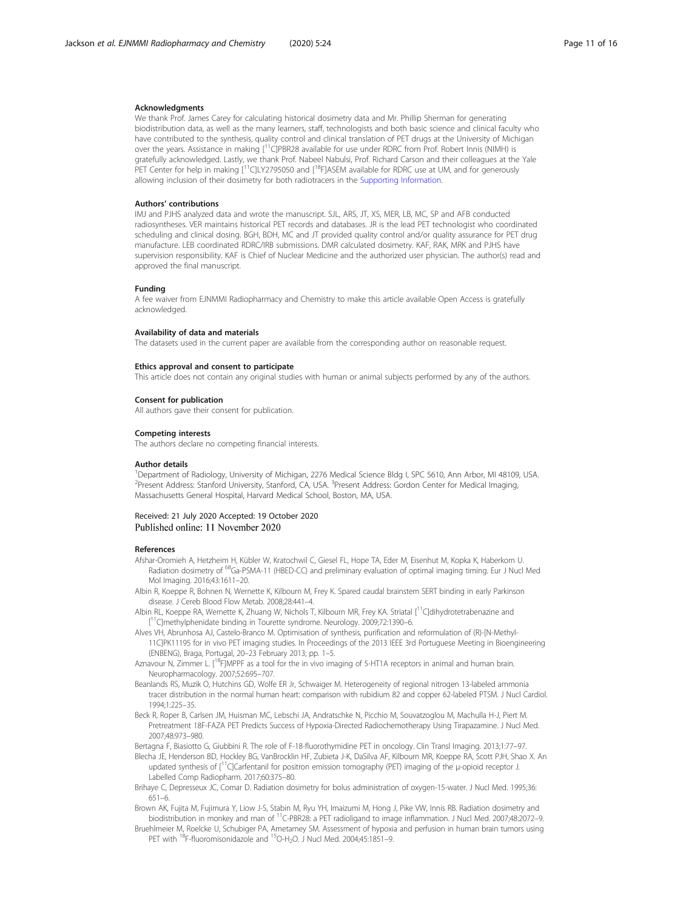## Acknowledgments

We thank Prof. James Carey for calculating historical dosimetry data and Mr. Phillip Sherman for generating biodistribution data, as well as the many learners, staff, technologists and both basic science and clinical faculty who have contributed to the synthesis, quality control and clinical translation of PET drugs at the University of Michigan over the years. Assistance in making [$^{11}$C]PBR28 available for use under RDRC from Prof. Robert Innis (NIMH) is gratefully acknowledged. Lastly, we thank Prof. Nabeel Nabulsi, Prof. Richard Carson and their colleagues at the Yale PET Center for help in making [$^{11}$C]LY2795050 and [$^{18}$F]ASEM available for RDRC use at UM, and for generously allowing inclusion of their dosimetry for both radiotracers in the Supporting Information.

## Authors' contributions

IMJ and PJHS analyzed data and wrote the manuscript. SJL, ARS, JT, XS, MER, LB, MC, SP and AFB conducted radiosyntheses. VER maintains historical PET records and databases. JR is the lead PET technologist who coordinated scheduling and clinical dosing. BGH, BDH, MC and JT provided quality control and/or quality assurance for PET drug manufacture. LEB coordinated RDRC/IRB submissions. DMR calculated dosimetry. KAF, RAK, MRK and PJHS have supervision responsibility. KAF is Chief of Nuclear Medicine and the authorized user physician. The author(s) read and approved the final manuscript.

## Funding

A fee waiver from EJNMMI Radiopharmacy and Chemistry to make this article available Open Access is gratefully acknowledged.

## Availability of data and materials

The datasets used in the current paper are available from the corresponding author on reasonable request.

## Ethics approval and consent to participate

This article does not contain any original studies with human or animal subjects performed by any of the authors.

## Consent for publication

All authors gave their consent for publication.

## Competing interests

The authors declare no competing financial interests.

## Author details

[1]Department of Radiology, University of Michigan, 2276 Medical Science Bldg I, SPC 5610, Ann Arbor, MI 48109, USA. [2]Present Address: Stanford University, Stanford, CA, USA. [3]Present Address: Gordon Center for Medical Imaging, Massachusetts General Hospital, Harvard Medical School, Boston, MA, USA.

Received: 21 July 2020 Accepted: 19 October 2020
Published online: 11 November 2020

## References

Afshar-Oromieh A, Hetzheim H, Kübler W, Kratochwil C, Giesel FL, Hope TA, Eder M, Eisenhut M, Kopka K, Haberkorn U. Radiation dosimetry of $^{68}$Ga-PSMA-11 (HBED-CC) and preliminary evaluation of optimal imaging timing. Eur J Nucl Med Mol Imaging. 2016;43:1611–20.

Albin R, Koeppe R, Bohnen N, Wernette K, Kilbourn M, Frey K. Spared caudal brainstem SERT binding in early Parkinson disease. J Cereb Blood Flow Metab. 2008;28:441–4.

Albin RL, Koeppe RA, Wernette K, Zhuang W, Nichols T, Kilbourn MR, Frey KA. Striatal [$^{11}$C]dihydrotetrabenazine and [$^{11}$C]methylphenidate binding in Tourette syndrome. Neurology. 2009;72:1390–6.

Alves VH, Abrunhosa AJ, Castelo-Branco M. Optimisation of synthesis, purification and reformulation of (R)-[N-Methyl-11C]PK11195 for in vivo PET imaging studies. In Proceedings of the 2013 IEEE 3rd Portuguese Meeting in Bioengineering (ENBENG), Braga, Portugal, 20–23 February 2013; pp. 1–5.

Aznavour N, Zimmer L. [$^{18}$F]MPPF as a tool for the in vivo imaging of 5-HT1A receptors in animal and human brain. Neuropharmacology. 2007;52:695–707.

Beanlands RS, Muzik O, Hutchins GD, Wolfe ER Jr, Schwaiger M. Heterogeneity of regional nitrogen 13-labeled ammonia tracer distribution in the normal human heart: comparison with rubidium 82 and copper 62-labeled PTSM. J Nucl Cardiol. 1994;1:225–35.

Beck R, Roper B, Carlsen JM, Huisman MC, Lebschi JA, Andratschke N, Picchio M, Souvatzoglou M, Machulla H-J, Piert M. Pretreatment 18F-FAZA PET Predicts Success of Hypoxia-Directed Radiochemotherapy Using Tirapazamine. J Nucl Med. 2007;48:973–980.

Bertagna F, Biasiotto G, Giubbini R. The role of F-18-fluorothymidine PET in oncology. Clin Transl Imaging. 2013;1:77–97.

Blecha JE, Henderson BD, Hockley BG, VanBrocklin HF, Zubieta J-K, DaSilva AF, Kilbourn MR, Koeppe RA, Scott PJH, Shao X. An updated synthesis of [$^{11}$C]Carfentanil for positron emission tomography (PET) imaging of the μ-opioid receptor. J Labelled Comp Radiopharm. 2017;60:375–80.

Brihaye C, Depresseux JC, Comar D. Radiation dosimetry for bolus administration of oxygen-15-water. J Nucl Med. 1995;36:651–6.

Brown AK, Fujita M, Fujimura Y, Liow J-S, Stabin M, Ryu YH, Imaizumi M, Hong J, Pike VW, Innis RB. Radiation dosimetry and biodistribution in monkey and man of $^{11}$C-PBR28: a PET radioligand to image inflammation. J Nucl Med. 2007;48:2072–9.

Bruehlmeier M, Roelcke U, Schubiger PA, Ametamey SM. Assessment of hypoxia and perfusion in human brain tumors using PET with $^{18}$F-fluoromisonidazole and $^{15}$O-$H_2O$. J Nucl Med. 2004;45:1851–9.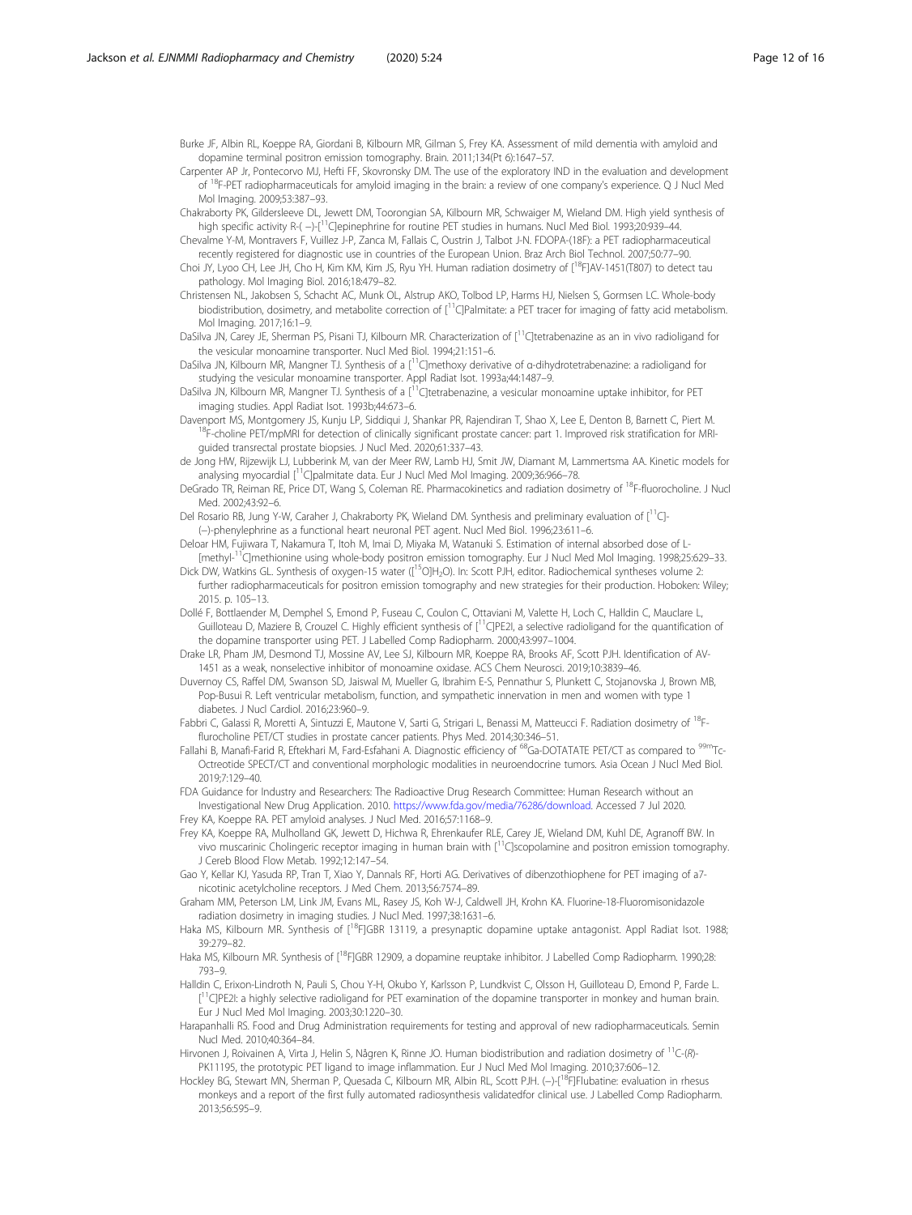Burke JF, Albin RL, Koeppe RA, Giordani B, Kilbourn MR, Gilman S, Frey KA. Assessment of mild dementia with amyloid and dopamine terminal positron emission tomography. Brain. 2011;134(Pt 6):1647–57.

Carpenter AP Jr, Pontecorvo MJ, Hefti FF, Skovronsky DM. The use of the exploratory IND in the evaluation and development of $^{18}$F-PET radiopharmaceuticals for amyloid imaging in the brain: a review of one company's experience. Q J Nucl Med Mol Imaging. 2009;53:387–93.

Chakraborty PK, Gildersleeve DL, Jewett DM, Toorongian SA, Kilbourn MR, Schwaiger M, Wieland DM. High yield synthesis of high specific activity R-( −)-[$^{11}$C]epinephrine for routine PET studies in humans. Nucl Med Biol. 1993;20:939–44.

Chevalme Y-M, Montravers F, Vuillez J-P, Zanca M, Fallais C, Oustrin J, Talbot J-N. FDOPA-(18F): a PET radiopharmaceutical recently registered for diagnostic use in countries of the European Union. Braz Arch Biol Technol. 2007;50:77–90.

Choi JY, Lyoo CH, Lee JH, Cho H, Kim KM, Kim JS, Ryu YH. Human radiation dosimetry of [$^{18}$F]AV-1451(T807) to detect tau pathology. Mol Imaging Biol. 2016;18:479–82.

Christensen NL, Jakobsen S, Schacht AC, Munk OL, Alstrup AKO, Tolbod LP, Harms HJ, Nielsen S, Gormsen LC. Whole-body biodistribution, dosimetry, and metabolite correction of [$^{11}$C]Palmitate: a PET tracer for imaging of fatty acid metabolism. Mol Imaging. 2017;16:1–9.

DaSilva JN, Carey JE, Sherman PS, Pisani TJ, Kilbourn MR. Characterization of [$^{11}$C]tetrabenazine as an in vivo radioligand for the vesicular monoamine transporter. Nucl Med Biol. 1994;21:151–6.

DaSilva JN, Kilbourn MR, Mangner TJ. Synthesis of a [$^{11}$C]methoxy derivative of α-dihydrotetrabenazine: a radioligand for studying the vesicular monoamine transporter. Appl Radiat Isot. 1993a;44:1487–9.

DaSilva JN, Kilbourn MR, Mangner TJ. Synthesis of a [$^{11}$C]tetrabenazine, a vesicular monoamine uptake inhibitor, for PET imaging studies. Appl Radiat Isot. 1993b;44:673–6.

Davenport MS, Montgomery JS, Kunju LP, Siddiqui J, Shankar PR, Rajendiran T, Shao X, Lee E, Denton B, Barnett C, Piert M. $^{18}$F-choline PET/mpMRI for detection of clinically significant prostate cancer: part 1. Improved risk stratification for MRI-guided transrectal prostate biopsies. J Nucl Med. 2020;61:337–43.

de Jong HW, Rijzewijk LJ, Lubberink M, van der Meer RW, Lamb HJ, Smit JW, Diamant M, Lammertsma AA. Kinetic models for analysing myocardial [$^{11}$C]palmitate data. Eur J Nucl Med Mol Imaging. 2009;36:966–78.

DeGrado TR, Reiman RE, Price DT, Wang S, Coleman RE. Pharmacokinetics and radiation dosimetry of $^{18}$F-fluorocholine. J Nucl Med. 2002;43:92–6.

Del Rosario RB, Jung Y-W, Caraher J, Chakraborty PK, Wieland DM. Synthesis and preliminary evaluation of [$^{11}$C]-(−)-phenylephrine as a functional heart neuronal PET agent. Nucl Med Biol. 1996;23:611–6.

Deloar HM, Fujiwara T, Nakamura T, Itoh M, Imai D, Miyaka M, Watanuki S. Estimation of internal absorbed dose of L-[methyl-$^{11}$C]methionine using whole-body positron emission tomography. Eur J Nucl Med Mol Imaging. 1998;25:629–33.

Dick DW, Watkins GL. Synthesis of oxygen-15 water ([$^{15}$O]$H_2$O). In: Scott PJH, editor. Radiochemical syntheses volume 2: further radiopharmaceuticals for positron emission tomography and new strategies for their production. Hoboken: Wiley; 2015. p. 105–13.

Dollé F, Bottlaender M, Demphel S, Emond P, Fuseau C, Coulon C, Ottaviani M, Valette H, Loch C, Halldin C, Mauclare L, Guilloteau D, Maziere B, Crouzel C. Highly efficient synthesis of [$^{11}$C]PE2I, a selective radioligand for the quantification of the dopamine transporter using PET. J Labelled Comp Radiopharm. 2000;43:997–1004.

Drake LR, Pham JM, Desmond TJ, Mossine AV, Lee SJ, Kilbourn MR, Koeppe RA, Brooks AF, Scott PJH. Identification of AV-1451 as a weak, nonselective inhibitor of monoamine oxidase. ACS Chem Neurosci. 2019;10:3839–46.

Duvernoy CS, Raffel DM, Swanson SD, Jaiswal M, Mueller G, Ibrahim E-S, Pennathur S, Plunkett C, Stojanovska J, Brown MB, Pop-Busui R. Left ventricular metabolism, function, and sympathetic innervation in men and women with type 1 diabetes. J Nucl Cardiol. 2016;23:960–9.

Fabbri C, Galassi R, Moretti A, Sintuzzi E, Mautone V, Sarti G, Strigari L, Benassi M, Matteucci F. Radiation dosimetry of $^{18}$F-flurocholine PET/CT studies in prostate cancer patients. Phys Med. 2014;30:346–51.

Fallahi B, Manafi-Farid R, Eftekhari M, Fard-Esfahani A. Diagnostic efficiency of $^{68}$Ga-DOTATATE PET/CT as compared to $^{99m}$Tc-Octreotide SPECT/CT and conventional morphologic modalities in neuroendocrine tumors. Asia Ocean J Nucl Med Biol. 2019;7:129–40.

FDA Guidance for Industry and Researchers: The Radioactive Drug Research Committee: Human Research without an Investigational New Drug Application. 2010. https://www.fda.gov/media/76286/download. Accessed 7 Jul 2020.

Frey KA, Koeppe RA. PET amyloid analyses. J Nucl Med. 2016;57:1168–9.

Frey KA, Koeppe RA, Mulholland GK, Jewett D, Hichwa R, Ehrenkaufer RLE, Carey JE, Wieland DM, Kuhl DE, Agranoff BW. In vivo muscarinic Cholingeric receptor imaging in human brain with [$^{11}$C]scopolamine and positron emission tomography. J Cereb Blood Flow Metab. 1992;12:147–54.

Gao Y, Kellar KJ, Yasuda RP, Tran T, Xiao Y, Dannals RF, Horti AG. Derivatives of dibenzothiophene for PET imaging of a7-nicotinic acetylcholine receptors. J Med Chem. 2013;56:7574–89.

Graham MM, Peterson LM, Link JM, Evans ML, Rasey JS, Koh W-J, Caldwell JH, Krohn KA. Fluorine-18-Fluoromisonidazole radiation dosimetry in imaging studies. J Nucl Med. 1997;38:1631–6.

Haka MS, Kilbourn MR. Synthesis of [$^{18}$F]GBR 13119, a presynaptic dopamine uptake antagonist. Appl Radiat Isot. 1988;39:279–82.

Haka MS, Kilbourn MR. Synthesis of [$^{18}$F]GBR 12909, a dopamine reuptake inhibitor. J Labelled Comp Radiopharm. 1990;28:793–9.

Halldin C, Erixon-Lindroth N, Pauli S, Chou Y-H, Okubo Y, Karlsson P, Lundkvist C, Olsson H, Guilloteau D, Emond P, Farde L. [$^{11}$C]PE2I: a highly selective radioligand for PET examination of the dopamine transporter in monkey and human brain. Eur J Nucl Med Mol Imaging. 2003;30:1220–30.

Harapanhalli RS. Food and Drug Administration requirements for testing and approval of new radiopharmaceuticals. Semin Nucl Med. 2010;40:364–84.

Hirvonen J, Roivainen A, Virta J, Helin S, Någren K, Rinne JO. Human biodistribution and radiation dosimetry of $^{11}$C-(*R*)-PK11195, the prototypic PET ligand to image inflammation. Eur J Nucl Med Mol Imaging. 2010;37:606–12.

Hockley BG, Stewart MN, Sherman P, Quesada C, Kilbourn MR, Albin RL, Scott PJH. (−)-[$^{18}$F]Flubatine: evaluation in rhesus monkeys and a report of the first fully automated radiosynthesis validatedfor clinical use. J Labelled Comp Radiopharm. 2013;56:595–9.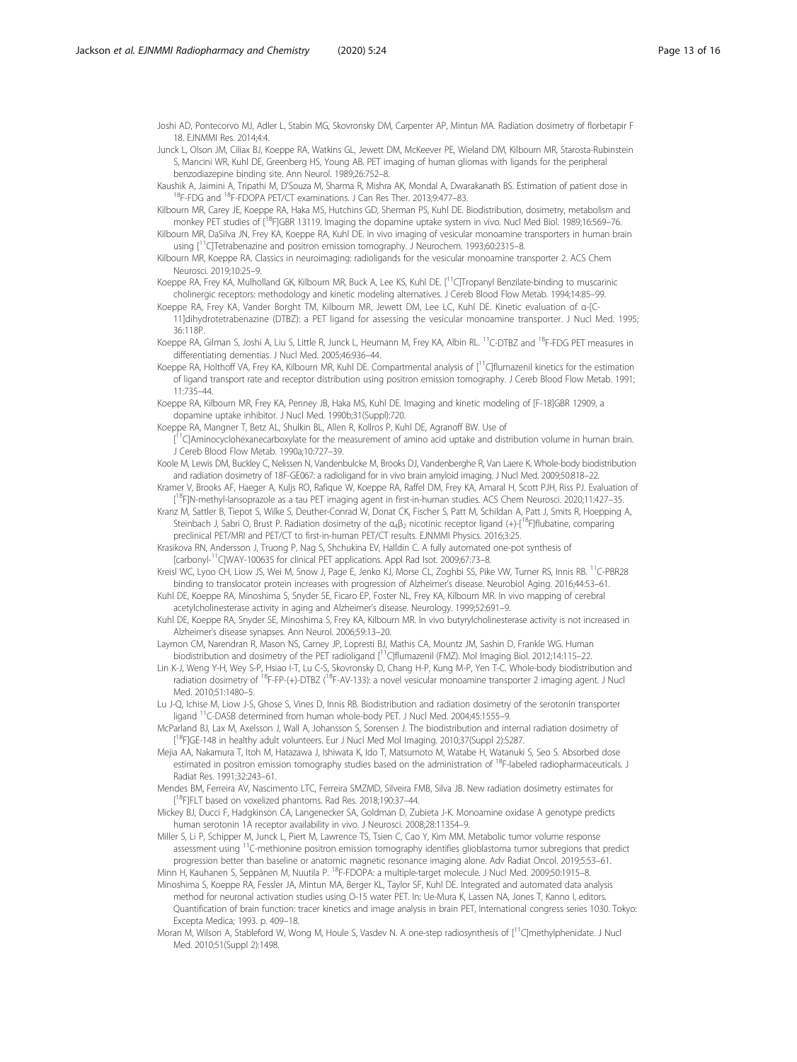Joshi AD, Pontecorvo MJ, Adler L, Stabin MG, Skovronsky DM, Carpenter AP, Mintun MA. Radiation dosimetry of florbetapir F 18. EJNMMI Res. 2014;4:4.

Junck L, Olson JM, Ciliax BJ, Koeppe RA, Watkins GL, Jewett DM, McKeever PE, Wieland DM, Kilbourn MR, Starosta-Rubinstein S, Mancini WR, Kuhl DE, Greenberg HS, Young AB. PET imaging of human gliomas with ligands for the peripheral benzodiazepine binding site. Ann Neurol. 1989;26:752–8.

Kaushik A, Jaimini A, Tripathi M, D'Souza M, Sharma R, Mishra AK, Mondal A, Dwarakanath BS. Estimation of patient dose in $^{18}$F-FDG and $^{18}$F-FDOPA PET/CT examinations. J Can Res Ther. 2013;9:477–83.

Kilbourn MR, Carey JE, Koeppe RA, Haka MS, Hutchins GD, Sherman PS, Kuhl DE. Biodistribution, dosimetry, metabolism and monkey PET studies of [$^{18}$F]GBR 13119. Imaging the dopamine uptake system in vivo. Nucl Med Biol. 1989;16:569–76.

Kilbourn MR, DaSilva JN, Frey KA, Koeppe RA, Kuhl DE. In vivo imaging of vesicular monoamine transporters in human brain using [$^{11}$C]Tetrabenazine and positron emission tomography. J Neurochem. 1993;60:2315–8.

Kilbourn MR, Koeppe RA. Classics in neuroimaging: radioligands for the vesicular monoamine transporter 2. ACS Chem Neurosci. 2019;10:25–9.

Koeppe RA, Frey KA, Mulholland GK, Kilbourn MR, Buck A, Lee KS, Kuhl DE. [$^{11}$C]Tropanyl Benzilate-binding to muscarinic cholinergic receptors: methodology and kinetic modeling alternatives. J Cereb Blood Flow Metab. 1994;14:85–99.

Koeppe RA, Frey KA, Vander Borght TM, Kilbourn MR, Jewett DM, Lee LC, Kuhl DE. Kinetic evaluation of α-[C-11]dihydrotetrabenazine (DTBZ): a PET ligand for assessing the vesicular monoamine transporter. J Nucl Med. 1995; 36:118P.

Koeppe RA, Gilman S, Joshi A, Liu S, Little R, Junck L, Heumann M, Frey KA, Albin RL. $^{11}$C-DTBZ and $^{18}$F-FDG PET measures in differentiating dementias. J Nucl Med. 2005;46:936–44.

Koeppe RA, Holthoff VA, Frey KA, Kilbourn MR, Kuhl DE. Compartmental analysis of [$^{11}$C]flumazenil kinetics for the estimation of ligand transport rate and receptor distribution using positron emission tomography. J Cereb Blood Flow Metab. 1991; 11:735–44.

Koeppe RA, Kilbourn MR, Frey KA, Penney JB, Haka MS, Kuhl DE. Imaging and kinetic modeling of [F-18]GBR 12909, a dopamine uptake inhibitor. J Nucl Med. 1990b;31(Suppl):720.

Koeppe RA, Mangner T, Betz AL, Shulkin BL, Allen R, Kollros P, Kuhl DE, Agranoff BW. Use of [$^{11}$C]Aminocyclohexanecarboxylate for the measurement of amino acid uptake and distribution volume in human brain. J Cereb Blood Flow Metab. 1990a;10:727–39.

Koole M, Lewis DM, Buckley C, Nelissen N, Vandenbulcke M, Brooks DJ, Vandenberghe R, Van Laere K. Whole-body biodistribution and radiation dosimetry of 18F-GE067: a radioligand for in vivo brain amyloid imaging. J Nucl Med. 2009;50:818–22.

Kramer V, Brooks AF, Haeger A, Kuljs RO, Rafique W, Koeppe RA, Raffel DM, Frey KA, Amaral H, Scott PJH, Riss PJ. Evaluation of [$^{18}$F]N-methyl-lansoprazole as a tau PET imaging agent in first-in-human studies. ACS Chem Neurosci. 2020;11:427–35.

Kranz M, Sattler B, Tiepot S, Wilke S, Deuther-Conrad W, Donat CK, Fischer S, Patt M, Schildan A, Patt J, Smits R, Hoepping A, Steinbach J, Sabri O, Brust P. Radiation dosimetry of the $\alpha_4\beta_2$ nicotinic receptor ligand (+)-[$^{18}$F]flubatine, comparing preclinical PET/MRI and PET/CT to first-in-human PET/CT results. EJNMMI Physics. 2016;3:25.

Krasikova RN, Andersson J, Truong P, Nag S, Shchukina EV, Halldin C. A fully automated one-pot synthesis of [carbonyl-$^{11}$C]WAY-100635 for clinical PET applications. Appl Rad Isot. 2009;67:73–8.

Kreisl WC, Lyoo CH, Liow JS, Wei M, Snow J, Page E, Jenko KJ, Morse CL, Zoghbi SS, Pike VW, Turner RS, Innis RB. $^{11}$C-PBR28 binding to translocator protein increases with progression of Alzheimer's disease. Neurobiol Aging. 2016;44:53–61.

Kuhl DE, Koeppe RA, Minoshima S, Snyder SE, Ficaro EP, Foster NL, Frey KA, Kilbourn MR. In vivo mapping of cerebral acetylcholinesterase activity in aging and Alzheimer's disease. Neurology. 1999;52:691–9.

Kuhl DE, Koeppe RA, Snyder SE, Minoshima S, Frey KA, Kilbourn MR. In vivo butyrylcholinesterase activity is not increased in Alzheimer's disease synapses. Ann Neurol. 2006;59:13–20.

Laymon CM, Narendran R, Mason NS, Carney JP, Lopresti BJ, Mathis CA, Mountz JM, Sashin D, Frankle WG. Human biodistribution and dosimetry of the PET radioligand [$^{11}$C]flumazenil (FMZ). Mol Imaging Biol. 2012;14:115–22.

Lin K-J, Weng Y-H, Wey S-P, Hsiao I-T, Lu C-S, Skovronsky D, Chang H-P, Kung M-P, Yen T-C. Whole-body biodistribution and radiation dosimetry of $^{18}$F-FP-(+)-DTBZ ($^{18}$F-AV-133): a novel vesicular monoamine transporter 2 imaging agent. J Nucl Med. 2010;51:1480–5.

Lu J-Q, Ichise M, Liow J-S, Ghose S, Vines D, Innis RB. Biodistribution and radiation dosimetry of the serotonin transporter ligand $^{11}$C-DASB determined from human whole-body PET. J Nucl Med. 2004;45:1555–9.

McParland BJ, Lax M, Axelsson J, Wall A, Johansson S, Sorensen J. The biodistribution and internal radiation dosimetry of [$^{18}$F]GE-148 in healthy adult volunteers. Eur J Nucl Med Mol Imaging. 2010;37(Suppl 2):S287.

Mejia AA, Nakamura T, Itoh M, Hatazawa J, Ishiwata K, Ido T, Matsumoto M, Watabe H, Watanuki S, Seo S. Absorbed dose estimated in positron emission tomography studies based on the administration of $^{18}$F-labeled radiopharmaceuticals. J Radiat Res. 1991;32:243–61.

Mendes BM, Ferreira AV, Nascimento LTC, Ferreira SMZMD, Silveira FMB, Silva JB. New radiation dosimetry estimates for [$^{18}$F]FLT based on voxelized phantoms. Rad Res. 2018;190:37–44.

Mickey BJ, Ducci F, Hadgkinson CA, Langenecker SA, Goldman D, Zubieta J-K. Monoamine oxidase A genotype predicts human serotonin 1A receptor availability in vivo. J Neurosci. 2008;28:11354–9.

Miller S, Li P, Schipper M, Junck L, Piert M, Lawrence TS, Tsien C, Cao Y, Kim MM. Metabolic tumor volume response assessment using $^{11}$C-methionine positron emission tomography identifies glioblastoma tumor subregions that predict progression better than baseline or anatomic magnetic resonance imaging alone. Adv Radiat Oncol. 2019;5:53–61.

Minn H, Kauhanen S, Seppänen M, Nuutila P. $^{18}$F-FDOPA: a multiple-target molecule. J Nucl Med. 2009;50:1915–8.

Minoshima S, Koeppe RA, Fessler JA, Mintun MA, Berger KL, Taylor SF, Kuhl DE. Integrated and automated data analysis method for neuronal activation studies using O-15 water PET. In: Ue-Mura K, Lassen NA, Jones T, Kanno I, editors. Quantification of brain function: tracer kinetics and image analysis in brain PET, International congress series 1030. Tokyo: Excepta Medica; 1993. p. 409–18.

Moran M, Wilson A, Stableford W, Wong M, Houle S, Vasdev N. A one-step radiosynthesis of [$^{11}$C]methylphenidate. J Nucl Med. 2010;51(Suppl 2):1498.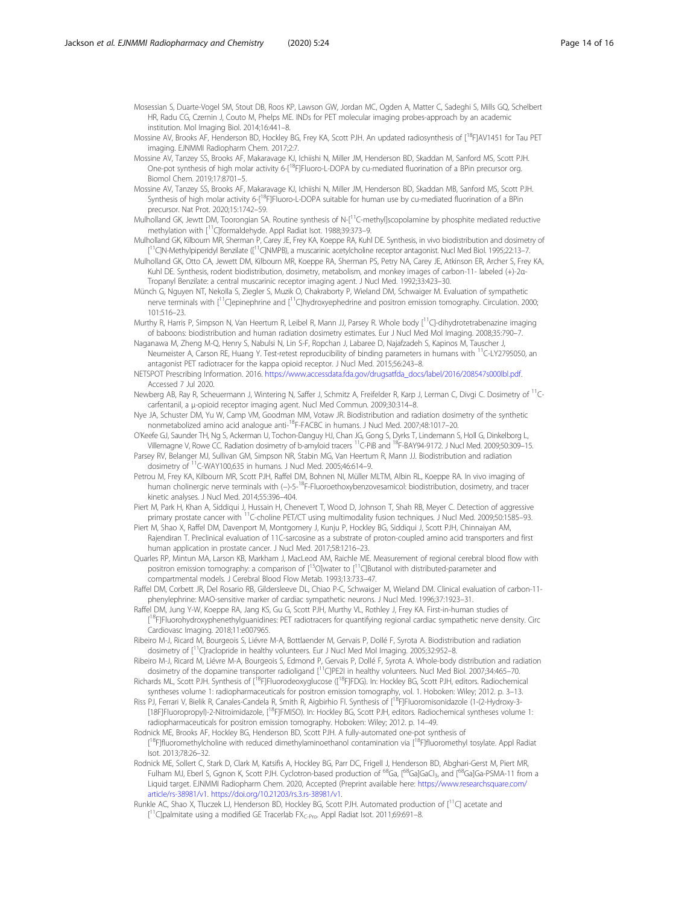Mosessian S, Duarte-Vogel SM, Stout DB, Roos KP, Lawson GW, Jordan MC, Ogden A, Matter C, Sadeghi S, Mills GQ, Schelbert HR, Radu CG, Czernin J, Couto M, Phelps ME. INDs for PET molecular imaging probes-approach by an academic institution. Mol Imaging Biol. 2014;16:441–8.

Mossine AV, Brooks AF, Henderson BD, Hockley BG, Frey KA, Scott PJH. An updated radiosynthesis of [$^{18}$F]AV1451 for Tau PET imaging. EJNMMI Radiopharm Chem. 2017;2:7.

Mossine AV, Tanzey SS, Brooks AF, Makaravage KJ, Ichiishi N, Miller JM, Henderson BD, Skaddan M, Sanford MS, Scott PJH. One-pot synthesis of high molar activity 6-[$^{18}$F]Fluoro-L-DOPA by cu-mediated fluorination of a BPin precursor org. Biomol Chem. 2019;17:8701–5.

Mossine AV, Tanzey SS, Brooks AF, Makaravage KJ, Ichiishi N, Miller JM, Henderson BD, Skaddan MB, Sanford MS, Scott PJH. Synthesis of high molar activity 6-[$^{18}$F]Fluoro-L-DOPA suitable for human use by cu-mediated fluorination of a BPin precursor. Nat Prot. 2020;15:1742–59.

Mulholland GK, Jewtt DM, Toorongian SA. Routine synthesis of N-[$^{11}$C-methyl]scopolamine by phosphite mediated reductive methylation with [$^{11}$C]formaldehyde. Appl Radiat Isot. 1988;39:373–9.

Mulholland GK, Kilbourn MR, Sherman P, Carey JE, Frey KA, Koeppe RA, Kuhl DE. Synthesis, in vivo biodistribution and dosimetry of [$^{11}$C]N-Methylpiperidyl Benzilate ([$^{11}$C]NMPB), a muscarinic acetylcholine receptor antagonist. Nucl Med Biol. 1995;22:13–7.

Mulholland GK, Otto CA, Jewett DM, Kilbourn MR, Koeppe RA, Sherman PS, Petry NA, Carey JE, Atkinson ER, Archer S, Frey KA, Kuhl DE. Synthesis, rodent biodistribution, dosimetry, metabolism, and monkey images of carbon-11- labeled (+)-2α-Tropanyl Benzilate: a central muscarinic receptor imaging agent. J Nucl Med. 1992;33:423–30.

Münch G, Nguyen NT, Nekolla S, Ziegler S, Muzik O, Chakraborty P, Wieland DM, Schwaiger M. Evaluation of sympathetic nerve terminals with [$^{11}$C]epinephrine and [$^{11}$C]hydroxyephedrine and positron emission tomography. Circulation. 2000; 101:516–23.

Murthy R, Harris P, Simpson N, Van Heertum R, Leibel R, Mann JJ, Parsey R. Whole body [$^{11}$C]-dihydrotetrabenazine imaging of baboons: biodistribution and human radiation dosimetry estimates. Eur J Nucl Med Mol Imaging. 2008;35:790–7.

Naganawa M, Zheng M-Q, Henry S, Nabulsi N, Lin S-F, Ropchan J, Labaree D, Najafzadeh S, Kapinos M, Tauscher J, Neumeister A, Carson RE, Huang Y. Test-retest reproducibility of binding parameters in humans with $^{11}$C-LY2795050, an antagonist PET radiotracer for the kappa opioid receptor. J Nucl Med. 2015;56:243–8.

NETSPOT Prescribing Information. 2016. https://www.accessdata.fda.gov/drugsatfda_docs/label/2016/208547s000lbl.pdf. Accessed 7 Jul 2020.

Newberg AB, Ray R, Scheuermann J, Wintering N, Saffer J, Schmitz A, Freifelder R, Karp J, Lerman C, Divgi C. Dosimetry of $^{11}$C-carfentanil, a μ-opioid receptor imaging agent. Nucl Med Commun. 2009;30:314–8.

Nye JA, Schuster DM, Yu W, Camp VM, Goodman MM, Votaw JR. Biodistribution and radiation dosimetry of the synthetic nonmetabolized amino acid analogue anti-$^{18}$F-FACBC in humans. J Nucl Med. 2007;48:1017–20.

O'Keefe GJ, Saunder TH, Ng S, Ackerman U, Tochon-Danguy HJ, Chan JG, Gong S, Dyrks T, Lindemann S, Holl G, Dinkelborg L, Villemagne V, Rowe CC. Radiation dosimetry of b-amyloid tracers $^{11}$C-PiB and $^{18}$F-BAY94-9172. J Nucl Med. 2009;50:309–15.

Parsey RV, Belanger MJ, Sullivan GM, Simpson NR, Stabin MG, Van Heertum R, Mann JJ. Biodistribution and radiation dosimetry of $^{11}$C-WAY100,635 in humans. J Nucl Med. 2005;46:614–9.

Petrou M, Frey KA, Kilbourn MR, Scott PJH, Raffel DM, Bohnen NI, Müller MLTM, Albin RL, Koeppe RA. In vivo imaging of human cholinergic nerve terminals with (−)-5-$^{18}$F-Fluoroethoxybenzovesamicol: biodistribution, dosimetry, and tracer kinetic analyses. J Nucl Med. 2014;55:396–404.

Piert M, Park H, Khan A, Siddiqui J, Hussain H, Chenevert T, Wood D, Johnson T, Shah RB, Meyer C. Detection of aggressive primary prostate cancer with $^{11}$C-choline PET/CT using multimodality fusion techniques. J Nucl Med. 2009;50:1585–93.

Piert M, Shao X, Raffel DM, Davenport M, Montgomery J, Kunju P, Hockley BG, Siddiqui J, Scott PJH, Chinnaiyan AM, Rajendiran T. Preclinical evaluation of 11C-sarcosine as a substrate of proton-coupled amino acid transporters and first human application in prostate cancer. J Nucl Med. 2017;58:1216–23.

Quarles RP, Mintun MA, Larson KB, Markham J, MacLeod AM, Raichle ME. Measurement of regional cerebral blood flow with positron emission tomography: a comparison of [$^{15}$O]water to [$^{11}$C]Butanol with distributed-parameter and compartmental models. J Cerebral Blood Flow Metab. 1993;13:733–47.

Raffel DM, Corbett JR, Del Rosario RB, Gildersleeve DL, Chiao P-C, Schwaiger M, Wieland DM. Clinical evaluation of carbon-11-phenylephrine: MAO-sensitive marker of cardiac sympathetic neurons. J Nucl Med. 1996;37:1923–31.

Raffel DM, Jung Y-W, Koeppe RA, Jang KS, Gu G, Scott PJH, Murthy VL, Rothley J, Frey KA. First-in-human studies of [$^{18}$F]Fluorohydroxyphenethylguanidines: PET radiotracers for quantifying regional cardiac sympathetic nerve density. Circ Cardiovasc Imaging. 2018;11:e007965.

Ribeiro M-J, Ricard M, Bourgeois S, Liévre M-A, Bottlaender M, Gervais P, Dollé F, Syrota A. Biodistribution and radiation dosimetry of [$^{11}$C]raclopride in healthy volunteers. Eur J Nucl Med Mol Imaging. 2005;32:952–8.

Ribeiro M-J, Ricard M, Liévre M-A, Bourgeois S, Edmond P, Gervais P, Dollé F, Syrota A. Whole-body distribution and radiation dosimetry of the dopamine transporter radioligand [$^{11}$C]PE2I in healthy volunteers. Nucl Med Biol. 2007;34:465–70.

Richards ML, Scott PJH. Synthesis of [$^{18}$F]Fluorodeoxyglucose ([$^{18}$F]FDG). In: Hockley BG, Scott PJH, editors. Radiochemical syntheses volume 1: radiopharmaceuticals for positron emission tomography, vol. 1. Hoboken: Wiley; 2012. p. 3–13.

Riss PJ, Ferrari V, Bielik R, Canales-Candela R, Smith R, Aigbirhio FI. Synthesis of [$^{18}$F]Fluoromisonidazole (1-(2-Hydroxy-3-[18F]Fluoropropyl)-2-Nitroimidazole, [$^{18}$F]FMISO). In: Hockley BG, Scott PJH, editors. Radiochemical syntheses volume 1: radiopharmaceuticals for positron emission tomography. Hoboken: Wiley; 2012. p. 14–49.

Rodnick ME, Brooks AF, Hockley BG, Henderson BD, Scott PJH. A fully-automated one-pot synthesis of [$^{18}$F]fluoromethylcholine with reduced dimethylaminoethanol contamination via [$^{18}$F]fluoromethyl tosylate. Appl Radiat Isot. 2013;78:26–32.

Rodnick ME, Sollert C, Stark D, Clark M, Katsifis A, Hockley BG, Parr DC, Frigell J, Henderson BD, Abghari-Gerst M, Piert MR, Fulham MJ, Eberl S, Ggnon K, Scott PJH. Cyclotron-based production of $^{68}$Ga, [$^{68}$Ga]GaCl$_3$, and [$^{68}$Ga]Ga-PSMA-11 from a Liquid target. EJNMMI Radiopharm Chem. 2020, Accepted (Preprint available here: https://www.researchsquare.com/article/rs-38981/v1. https://doi.org/10.21203/rs.3.rs-38981/v1.

Runkle AC, Shao X, Tluczek LJ, Henderson BD, Hockley BG, Scott PJH. Automated production of [$^{11}$C] acetate and [$^{11}$C]palmitate using a modified GE Tracerlab FX$_{C\text{-}Pro}$. Appl Radiat Isot. 2011;69:691–8.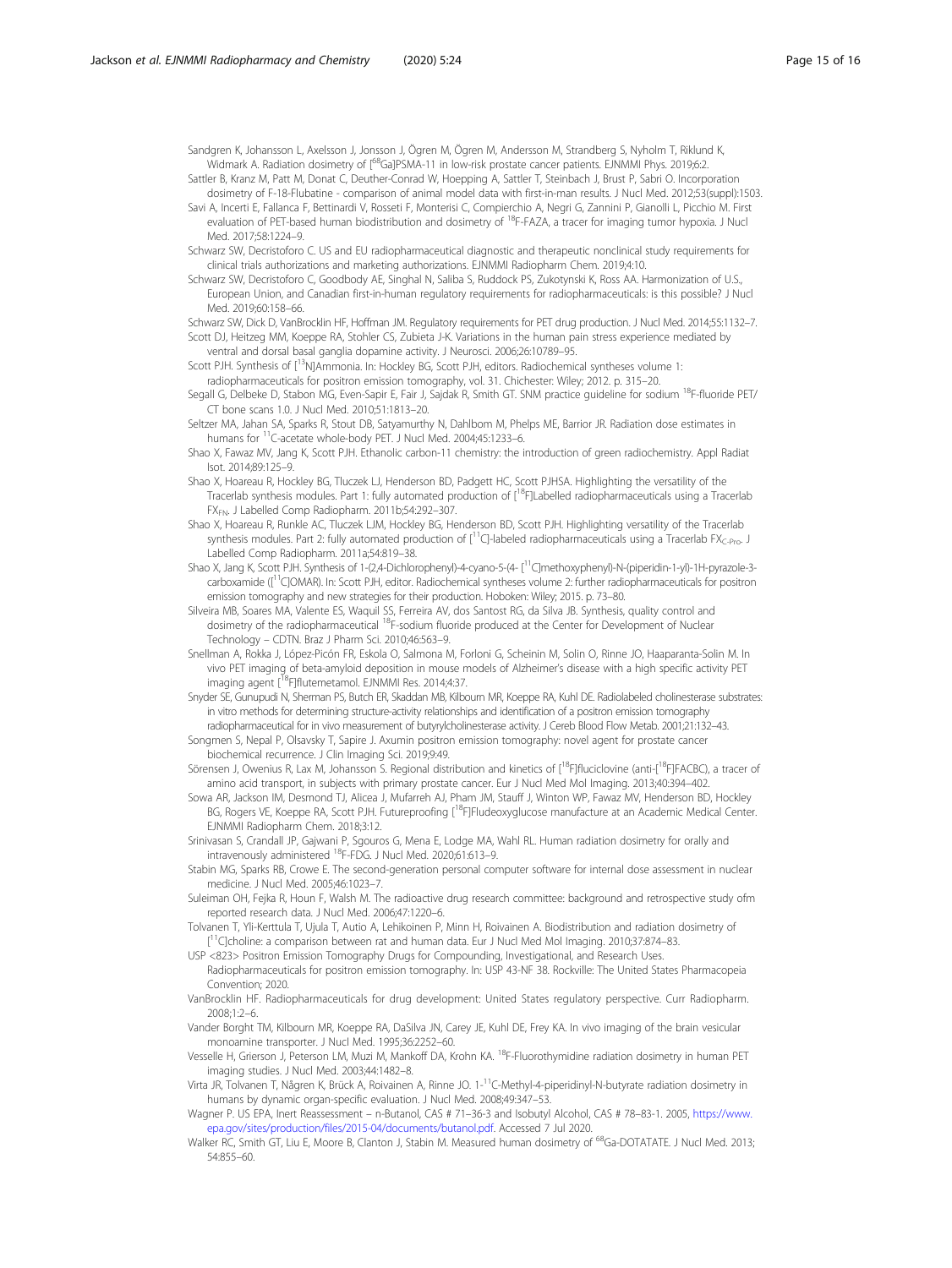Sandgren K, Johansson L, Axelsson J, Jonsson J, Ögren M, Ögren M, Andersson M, Strandberg S, Nyholm T, Riklund K, Widmark A. Radiation dosimetry of [$^{68}$Ga]PSMA-11 in low-risk prostate cancer patients. EJNMMI Phys. 2019;6:2.

Sattler B, Kranz M, Patt M, Donat C, Deuther-Conrad W, Hoepping A, Sattler T, Steinbach J, Brust P, Sabri O. Incorporation dosimetry of F-18-Flubatine - comparison of animal model data with first-in-man results. J Nucl Med. 2012;53(suppl):1503.

Savi A, Incerti E, Fallanca F, Bettinardi V, Rosseti F, Monterisi C, Compierchio A, Negri G, Zannini P, Gianolli L, Picchio M. First evaluation of PET-based human biodistribution and dosimetry of $^{18}$F-FAZA, a tracer for imaging tumor hypoxia. J Nucl Med. 2017;58:1224–9.

Schwarz SW, Decristoforo C. US and EU radiopharmaceutical diagnostic and therapeutic nonclinical study requirements for clinical trials authorizations and marketing authorizations. EJNMMI Radiopharm Chem. 2019;4:10.

Schwarz SW, Decristoforo C, Goodbody AE, Singhal N, Saliba S, Ruddock PS, Zukotynski K, Ross AA. Harmonization of U.S., European Union, and Canadian first-in-human regulatory requirements for radiopharmaceuticals: is this possible? J Nucl Med. 2019;60:158–66.

Schwarz SW, Dick D, VanBrocklin HF, Hoffman JM. Regulatory requirements for PET drug production. J Nucl Med. 2014;55:1132–7.

Scott DJ, Heitzeg MM, Koeppe RA, Stohler CS, Zubieta J-K. Variations in the human pain stress experience mediated by ventral and dorsal basal ganglia dopamine activity. J Neurosci. 2006;26:10789–95.

Scott PJH. Synthesis of [$^{13}$N]Ammonia. In: Hockley BG, Scott PJH, editors. Radiochemical syntheses volume 1: radiopharmaceuticals for positron emission tomography, vol. 31. Chichester: Wiley; 2012. p. 315–20.

Segall G, Delbeke D, Stabon MG, Even-Sapir E, Fair J, Sajdak R, Smith GT. SNM practice guideline for sodium $^{18}$F-fluoride PET/CT bone scans 1.0. J Nucl Med. 2010;51:1813–20.

Seltzer MA, Jahan SA, Sparks R, Stout DB, Satyamurthy N, Dahlbom M, Phelps ME, Barrior JR. Radiation dose estimates in humans for $^{11}$C-acetate whole-body PET. J Nucl Med. 2004;45:1233–6.

Shao X, Fawaz MV, Jang K, Scott PJH. Ethanolic carbon-11 chemistry: the introduction of green radiochemistry. Appl Radiat Isot. 2014;89:125–9.

Shao X, Hoareau R, Hockley BG, Tluczek LJ, Henderson BD, Padgett HC, Scott PJHSA. Highlighting the versatility of the Tracerlab synthesis modules. Part 1: fully automated production of [$^{18}$F]Labelled radiopharmaceuticals using a Tracerlab $FX_{FN}$. J Labelled Comp Radiopharm. 2011b;54:292–307.

Shao X, Hoareau R, Runkle AC, Tluczek LJM, Hockley BG, Henderson BD, Scott PJH. Highlighting versatility of the Tracerlab synthesis modules. Part 2: fully automated production of [$^{11}$C]-labeled radiopharmaceuticals using a Tracerlab $FX_{C-Pro}$. J Labelled Comp Radiopharm. 2011a;54:819–38.

Shao X, Jang K, Scott PJH. Synthesis of 1-(2,4-Dichlorophenyl)-4-cyano-5-(4- [$^{11}$C]methoxyphenyl)-N-(piperidin-1-yl)-1H-pyrazole-3-carboxamide ([$^{11}$C]OMAR). In: Scott PJH, editor. Radiochemical syntheses volume 2: further radiopharmaceuticals for positron emission tomography and new strategies for their production. Hoboken: Wiley; 2015. p. 73–80.

Silveira MB, Soares MA, Valente ES, Waquil SS, Ferreira AV, dos Santost RG, da Silva JB. Synthesis, quality control and dosimetry of the radiopharmaceutical $^{18}$F-sodium fluoride produced at the Center for Development of Nuclear Technology – CDTN. Braz J Pharm Sci. 2010;46:563–9.

Snellman A, Rokka J, López-Picón FR, Eskola O, Salmona M, Forloni G, Scheinin M, Solin O, Rinne JO, Haaparanta-Solin M. In vivo PET imaging of beta-amyloid deposition in mouse models of Alzheimer's disease with a high specific activity PET imaging agent [$^{18}$F]flutemetamol. EJNMMI Res. 2014;4:37.

Snyder SE, Gunupudi N, Sherman PS, Butch ER, Skaddan MB, Kilbourn MR, Koeppe RA, Kuhl DE. Radiolabeled cholinesterase substrates: in vitro methods for determining structure-activity relationships and identification of a positron emission tomography radiopharmaceutical for in vivo measurement of butyrylcholinesterase activity. J Cereb Blood Flow Metab. 2001;21:132–43.

Songmen S, Nepal P, Olsavsky T, Sapire J. Axumin positron emission tomography: novel agent for prostate cancer biochemical recurrence. J Clin Imaging Sci. 2019;9:49.

Sörensen J, Owenius R, Lax M, Johansson S. Regional distribution and kinetics of [$^{18}$F]fluciclovine (anti-[$^{18}$F]FACBC), a tracer of amino acid transport, in subjects with primary prostate cancer. Eur J Nucl Med Mol Imaging. 2013;40:394–402.

Sowa AR, Jackson IM, Desmond TJ, Alicea J, Mufarreh AJ, Pham JM, Stauff J, Winton WP, Fawaz MV, Henderson BD, Hockley BG, Rogers VE, Koeppe RA, Scott PJH. Futureproofing [$^{18}$F]Fludeoxyglucose manufacture at an Academic Medical Center. EJNMMI Radiopharm Chem. 2018;3:12.

Srinivasan S, Crandall JP, Gajwani P, Sgouros G, Mena E, Lodge MA, Wahl RL. Human radiation dosimetry for orally and intravenously administered $^{18}$F-FDG. J Nucl Med. 2020;61:613–9.

Stabin MG, Sparks RB, Crowe E. The second-generation personal computer software for internal dose assessment in nuclear medicine. J Nucl Med. 2005;46:1023–7.

Suleiman OH, Fejka R, Houn F, Walsh M. The radioactive drug research committee: background and retrospective study ofm reported research data. J Nucl Med. 2006;47:1220–6.

Tolvanen T, Yli-Kerttula T, Ujula T, Autio A, Lehikoinen P, Minn H, Roivainen A. Biodistribution and radiation dosimetry of [$^{11}$C]choline: a comparison between rat and human data. Eur J Nucl Med Mol Imaging. 2010;37:874–83.

USP <823> Positron Emission Tomography Drugs for Compounding, Investigational, and Research Uses. Radiopharmaceuticals for positron emission tomography. In: USP 43-NF 38. Rockville: The United States Pharmacopeia Convention; 2020.

VanBrocklin HF. Radiopharmaceuticals for drug development: United States regulatory perspective. Curr Radiopharm. 2008;1:2–6.

Vander Borght TM, Kilbourn MR, Koeppe RA, DaSilva JN, Carey JE, Kuhl DE, Frey KA. In vivo imaging of the brain vesicular monoamine transporter. J Nucl Med. 1995;36:2252–60.

Vesselle H, Grierson J, Peterson LM, Muzi M, Mankoff DA, Krohn KA. $^{18}$F-Fluorothymidine radiation dosimetry in human PET imaging studies. J Nucl Med. 2003;44:1482–8.

Virta JR, Tolvanen T, Någren K, Brück A, Roivainen A, Rinne JO. 1-$^{11}$C-Methyl-4-piperidinyl-N-butyrate radiation dosimetry in humans by dynamic organ-specific evaluation. J Nucl Med. 2008;49:347–53.

Wagner P. US EPA, Inert Reassessment – n-Butanol, CAS # 71–36-3 and Isobutyl Alcohol, CAS # 78–83-1. 2005, https://www.epa.gov/sites/production/files/2015-04/documents/butanol.pdf. Accessed 7 Jul 2020.

Walker RC, Smith GT, Liu E, Moore B, Clanton J, Stabin M. Measured human dosimetry of $^{68}$Ga-DOTATATE. J Nucl Med. 2013;54:855–60.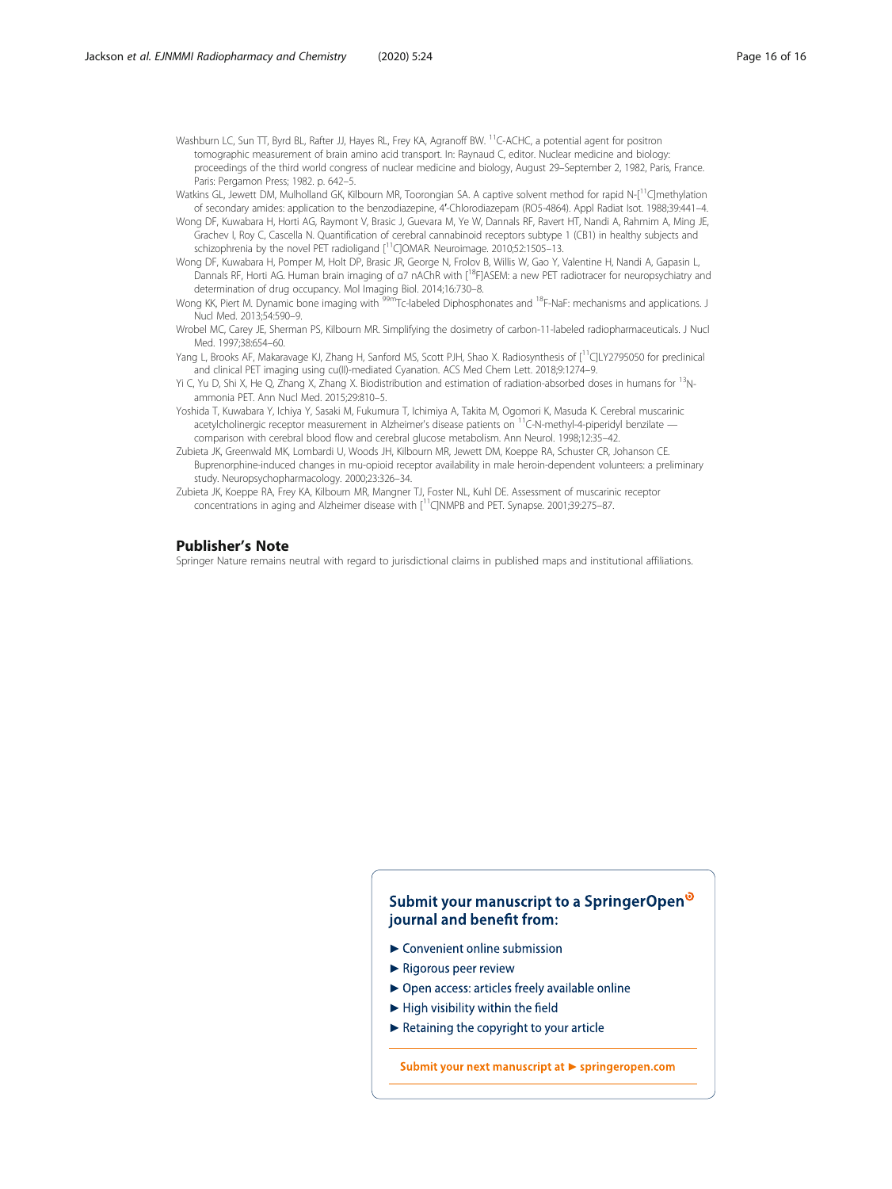Washburn LC, Sun TT, Byrd BL, Rafter JJ, Hayes RL, Frey KA, Agranoff BW. $^{11}$C-ACHC, a potential agent for positron tomographic measurement of brain amino acid transport. In: Raynaud C, editor. Nuclear medicine and biology: proceedings of the third world congress of nuclear medicine and biology, August 29–September 2, 1982, Paris, France. Paris: Pergamon Press; 1982. p. 642–5.

Watkins GL, Jewett DM, Mulholland GK, Kilbourn MR, Toorongian SA. A captive solvent method for rapid N-[$^{11}$C]methylation of secondary amides: application to the benzodiazepine, 4′-Chlorodiazepam (RO5-4864). Appl Radiat Isot. 1988;39:441–4.

Wong DF, Kuwabara H, Horti AG, Raymont V, Brasic J, Guevara M, Ye W, Dannals RF, Ravert HT, Nandi A, Rahmim A, Ming JE, Grachev I, Roy C, Cascella N. Quantification of cerebral cannabinoid receptors subtype 1 (CB1) in healthy subjects and schizophrenia by the novel PET radioligand [$^{11}$C]OMAR. Neuroimage. 2010;52:1505–13.

Wong DF, Kuwabara H, Pomper M, Holt DP, Brasic JR, George N, Frolov B, Willis W, Gao Y, Valentine H, Nandi A, Gapasin L, Dannals RF, Horti AG. Human brain imaging of α7 nAChR with [$^{18}$F]ASEM: a new PET radiotracer for neuropsychiatry and determination of drug occupancy. Mol Imaging Biol. 2014;16:730–8.

Wong KK, Piert M. Dynamic bone imaging with $^{99m}$Tc-labeled Diphosphonates and $^{18}$F-NaF: mechanisms and applications. J Nucl Med. 2013;54:590–9.

Wrobel MC, Carey JE, Sherman PS, Kilbourn MR. Simplifying the dosimetry of carbon-11-labeled radiopharmaceuticals. J Nucl Med. 1997;38:654–60.

Yang L, Brooks AF, Makaravage KJ, Zhang H, Sanford MS, Scott PJH, Shao X. Radiosynthesis of [$^{11}$C]LY2795050 for preclinical and clinical PET imaging using cu(II)-mediated Cyanation. ACS Med Chem Lett. 2018;9:1274–9.

Yi C, Yu D, Shi X, He Q, Zhang X, Zhang X. Biodistribution and estimation of radiation-absorbed doses in humans for $^{13}$N-ammonia PET. Ann Nucl Med. 2015;29:810–5.

Yoshida T, Kuwabara Y, Ichiya Y, Sasaki M, Fukumura T, Ichimiya A, Takita M, Ogomori K, Masuda K. Cerebral muscarinic acetylcholinergic receptor measurement in Alzheimer's disease patients on $^{11}$C-N-methyl-4-piperidyl benzilate — comparison with cerebral blood flow and cerebral glucose metabolism. Ann Neurol. 1998;12:35–42.

Zubieta JK, Greenwald MK, Lombardi U, Woods JH, Kilbourn MR, Jewett DM, Koeppe RA, Schuster CR, Johanson CE. Buprenorphine-induced changes in mu-opioid receptor availability in male heroin-dependent volunteers: a preliminary study. Neuropsychopharmacology. 2000;23:326–34.

Zubieta JK, Koeppe RA, Frey KA, Kilbourn MR, Mangner TJ, Foster NL, Kuhl DE. Assessment of muscarinic receptor concentrations in aging and Alzheimer disease with [$^{11}$C]NMPB and PET. Synapse. 2001;39:275–87.

## Publisher's Note

Springer Nature remains neutral with regard to jurisdictional claims in published maps and institutional affiliations.

**Submit your manuscript to a SpringerOpen journal and benefit from:**

- ► Convenient online submission
- ► Rigorous peer review
- ► Open access: articles freely available online
- ► High visibility within the field
- ► Retaining the copyright to your article

**Submit your next manuscript at ► springeropen.com**